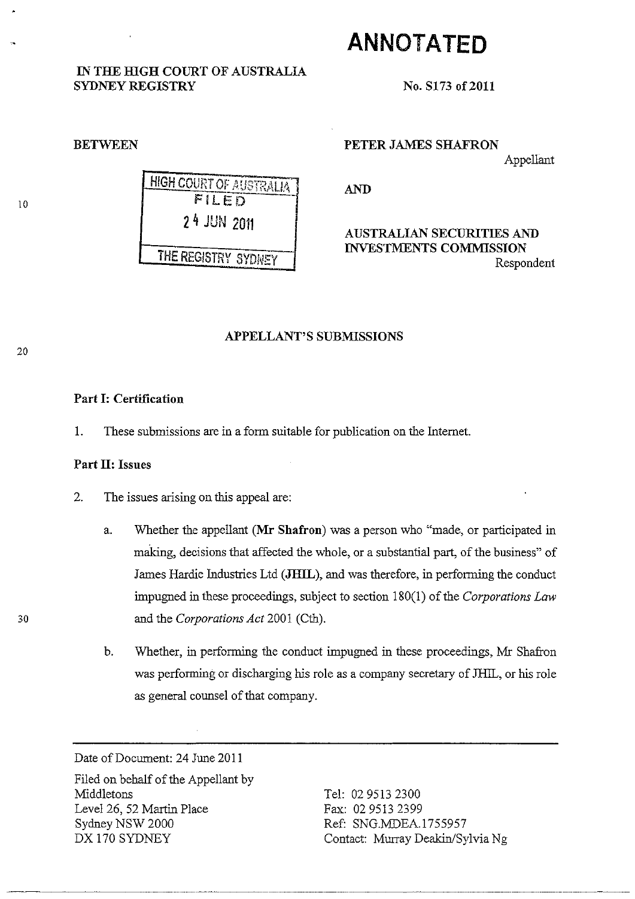# ANNOTATED

IN THE HIGH COURT OF AUSTRALIA
SYDNEY REGISTRY

No. S173 of 2011

BETWEEN

PETER JAMES SHAFRON

Appellant

AND

AUSTRALIAN SECURITIES AND INVESTMENTS COMMISSION

Respondent

HIGH COURT OF AUSTRALIA
FILED
24 JUN 2011
THE REGISTRY SYDNEY

## APPELLANT'S SUBMISSIONS

### Part I: Certification

1. These submissions are in a form suitable for publication on the Internet.

### Part II: Issues

2. The issues arising on this appeal are:

   a. Whether the appellant (**Mr Shafron**) was a person who "made, or participated in making, decisions that affected the whole, or a substantial part, of the business" of James Hardie Industries Ltd (**JHIL**), and was therefore, in performing the conduct impugned in these proceedings, subject to section 180(1) of the *Corporations Law* and the *Corporations Act* 2001 (Cth).

   b. Whether, in performing the conduct impugned in these proceedings, Mr Shafron was performing or discharging his role as a company secretary of JHIL, or his role as general counsel of that company.

---

Date of Document: 24 June 2011

Filed on behalf of the Appellant by
Middletons
Level 26, 52 Martin Place
Sydney NSW 2000
DX 170 SYDNEY

Tel: 02 9513 2300
Fax: 02 9513 2399
Ref: SNG.MDEA.1755957
Contact: Murray Deakin/Sylvia Ng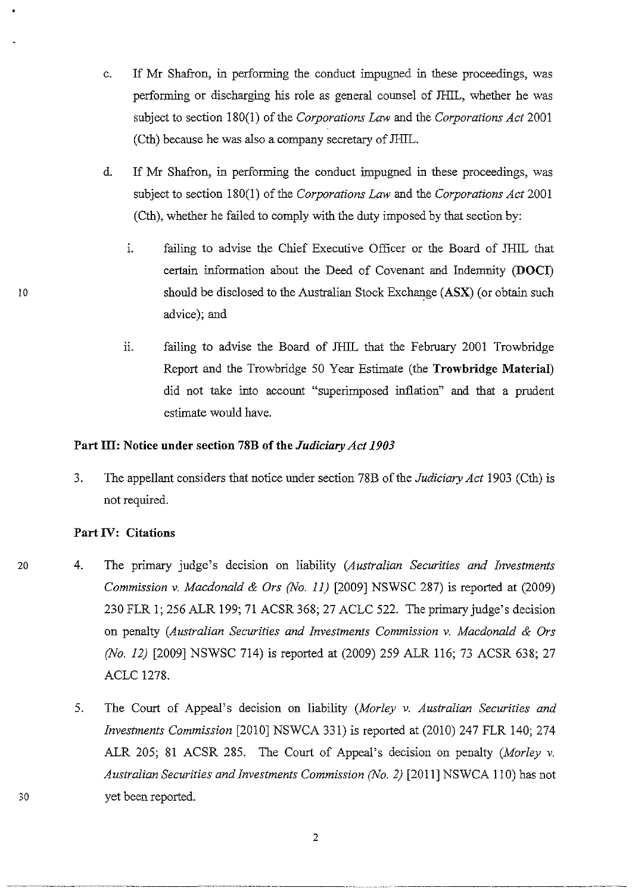c. If Mr Shafron, in performing the conduct impugned in these proceedings, was performing or discharging his role as general counsel of JHIL, whether he was subject to section 180(1) of the *Corporations Law* and the *Corporations Act* 2001 (Cth) because he was also a company secretary of JHIL.

d. If Mr Shafron, in performing the conduct impugned in these proceedings, was subject to section 180(1) of the *Corporations Law* and the *Corporations Act* 2001 (Cth), whether he failed to comply with the duty imposed by that section by:

   i. failing to advise the Chief Executive Officer or the Board of JHIL that certain information about the Deed of Covenant and Indemnity (**DOCI**) should be disclosed to the Australian Stock Exchange (**ASX**) (or obtain such advice); and

   ii. failing to advise the Board of JHIL that the February 2001 Trowbridge Report and the Trowbridge 50 Year Estimate (the **Trowbridge Material**) did not take into account "superimposed inflation" and that a prudent estimate would have.

**Part III: Notice under section 78B of the *Judiciary Act 1903***

3. The appellant considers that notice under section 78B of the *Judiciary Act* 1903 (Cth) is not required.

**Part IV: Citations**

4. The primary judge's decision on liability (*Australian Securities and Investments Commission v. Macdonald & Ors (No. 11)* [2009] NSWSC 287) is reported at (2009) 230 FLR 1; 256 ALR 199; 71 ACSR 368; 27 ACLC 522. The primary judge's decision on penalty (*Australian Securities and Investments Commission v. Macdonald & Ors (No. 12)* [2009] NSWSC 714) is reported at (2009) 259 ALR 116; 73 ACSR 638; 27 ACLC 1278.

5. The Court of Appeal's decision on liability (*Morley v. Australian Securities and Investments Commission* [2010] NSWCA 331) is reported at (2010) 247 FLR 140; 274 ALR 205; 81 ACSR 285. The Court of Appeal's decision on penalty (*Morley v. Australian Securities and Investments Commission (No. 2)* [2011] NSWCA 110) has not yet been reported.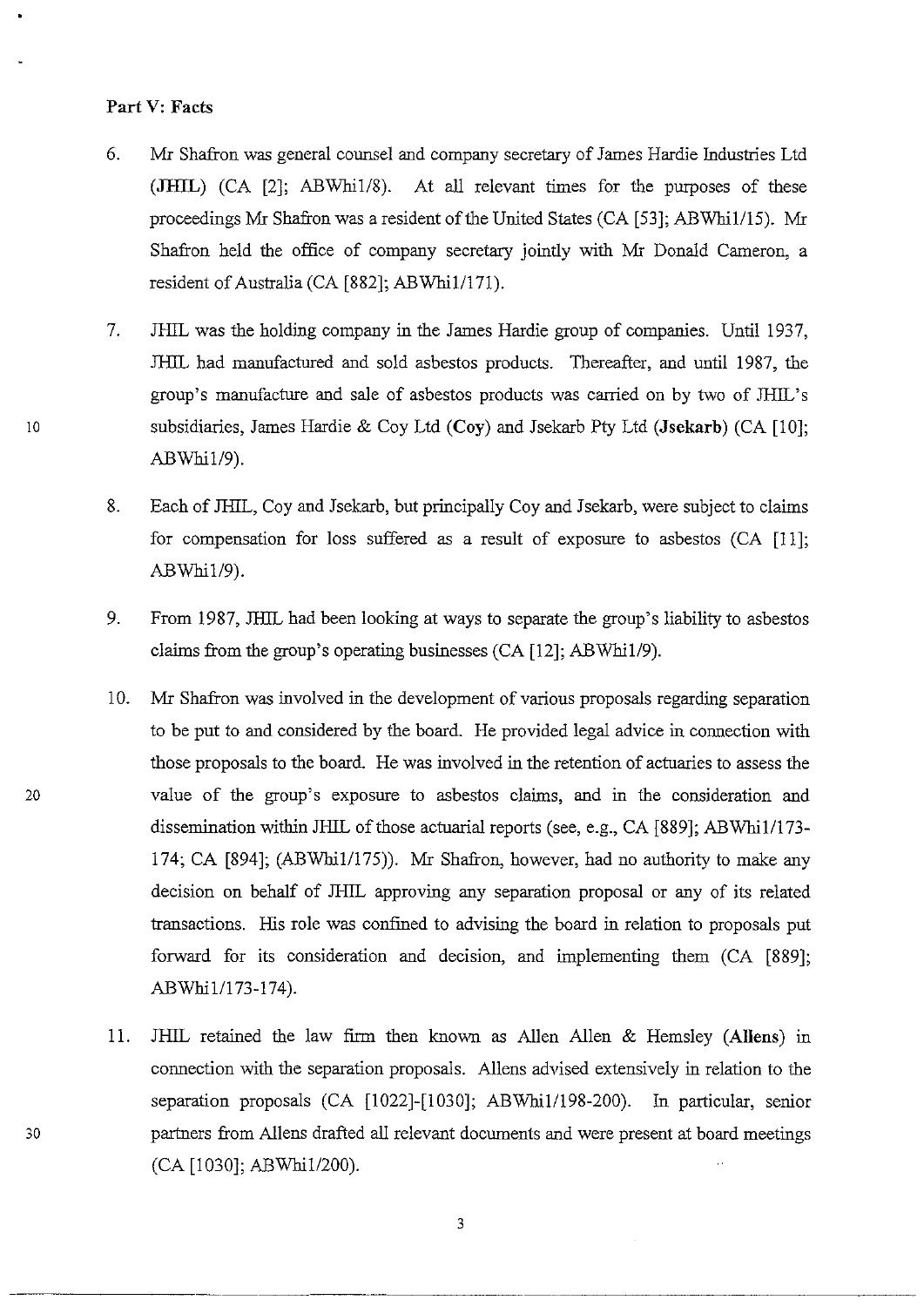**Part V: Facts**

6. Mr Shafron was general counsel and company secretary of James Hardie Industries Ltd (**JHIL**) (CA [2]; ABWhi1/8). At all relevant times for the purposes of these proceedings Mr Shafron was a resident of the United States (CA [53]; ABWhi1/15). Mr Shafron held the office of company secretary jointly with Mr Donald Cameron, a resident of Australia (CA [882]; ABWhi1/171).

7. JHIL was the holding company in the James Hardie group of companies. Until 1937, JHIL had manufactured and sold asbestos products. Thereafter, and until 1987, the group's manufacture and sale of asbestos products was carried on by two of JHIL's subsidiaries, James Hardie & Coy Ltd (**Coy**) and Jsekarb Pty Ltd (**Jsekarb**) (CA [10]; ABWhi1/9).

8. Each of JHIL, Coy and Jsekarb, but principally Coy and Jsekarb, were subject to claims for compensation for loss suffered as a result of exposure to asbestos (CA [11]; ABWhi1/9).

9. From 1987, JHIL had been looking at ways to separate the group's liability to asbestos claims from the group's operating businesses (CA [12]; ABWhi1/9).

10. Mr Shafron was involved in the development of various proposals regarding separation to be put to and considered by the board. He provided legal advice in connection with those proposals to the board. He was involved in the retention of actuaries to assess the value of the group's exposure to asbestos claims, and in the consideration and dissemination within JHIL of those actuarial reports (see, e.g., CA [889]; ABWhi1/173-174; CA [894]; (ABWhi1/175)). Mr Shafron, however, had no authority to make any decision on behalf of JHIL approving any separation proposal or any of its related transactions. His role was confined to advising the board in relation to proposals put forward for its consideration and decision, and implementing them (CA [889]; ABWhi1/173-174).

11. JHIL retained the law firm then known as Allen Allen & Hemsley (**Allens**) in connection with the separation proposals. Allens advised extensively in relation to the separation proposals (CA [1022]-[1030]; ABWhi1/198-200). In particular, senior partners from Allens drafted all relevant documents and were present at board meetings (CA [1030]; ABWhi1/200).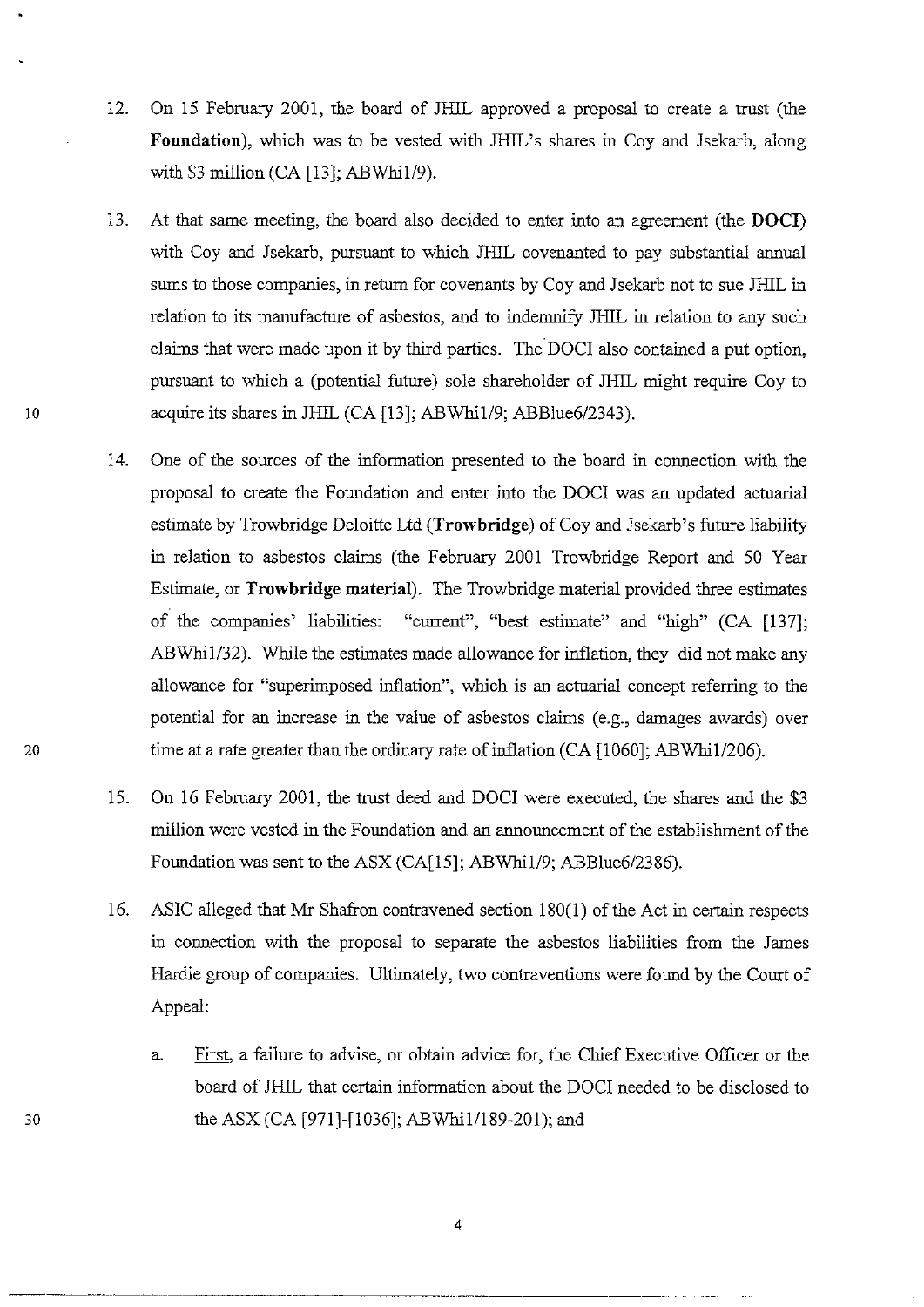12. On 15 February 2001, the board of JHIL approved a proposal to create a trust (the **Foundation**), which was to be vested with JHIL's shares in Coy and Jsekarb, along with $3 million (CA [13]; ABWhi1/9).

13. At that same meeting, the board also decided to enter into an agreement (the **DOCI**) with Coy and Jsekarb, pursuant to which JHIL covenanted to pay substantial annual sums to those companies, in return for covenants by Coy and Jsekarb not to sue JHIL in relation to its manufacture of asbestos, and to indemnify JHIL in relation to any such claims that were made upon it by third parties. The DOCI also contained a put option, pursuant to which a (potential future) sole shareholder of JHIL might require Coy to acquire its shares in JHIL (CA [13]; ABWhi1/9; ABBlue6/2343).

14. One of the sources of the information presented to the board in connection with the proposal to create the Foundation and enter into the DOCI was an updated actuarial estimate by Trowbridge Deloitte Ltd (**Trowbridge**) of Coy and Jsekarb's future liability in relation to asbestos claims (the February 2001 Trowbridge Report and 50 Year Estimate, or **Trowbridge material**). The Trowbridge material provided three estimates of the companies' liabilities: "current", "best estimate" and "high" (CA [137]; ABWhi1/32). While the estimates made allowance for inflation, they did not make any allowance for "superimposed inflation", which is an actuarial concept referring to the potential for an increase in the value of asbestos claims (e.g., damages awards) over time at a rate greater than the ordinary rate of inflation (CA [1060]; ABWhi1/206).

15. On 16 February 2001, the trust deed and DOCI were executed, the shares and the $3 million were vested in the Foundation and an announcement of the establishment of the Foundation was sent to the ASX (CA[15]; ABWhi1/9; ABBlue6/2386).

16. ASIC alleged that Mr Shafron contravened section 180(1) of the Act in certain respects in connection with the proposal to separate the asbestos liabilities from the James Hardie group of companies. Ultimately, two contraventions were found by the Court of Appeal:

    a. <u>First</u>, a failure to advise, or obtain advice for, the Chief Executive Officer or the board of JHIL that certain information about the DOCI needed to be disclosed to the ASX (CA [971]-[1036]; ABWhi1/189-201); and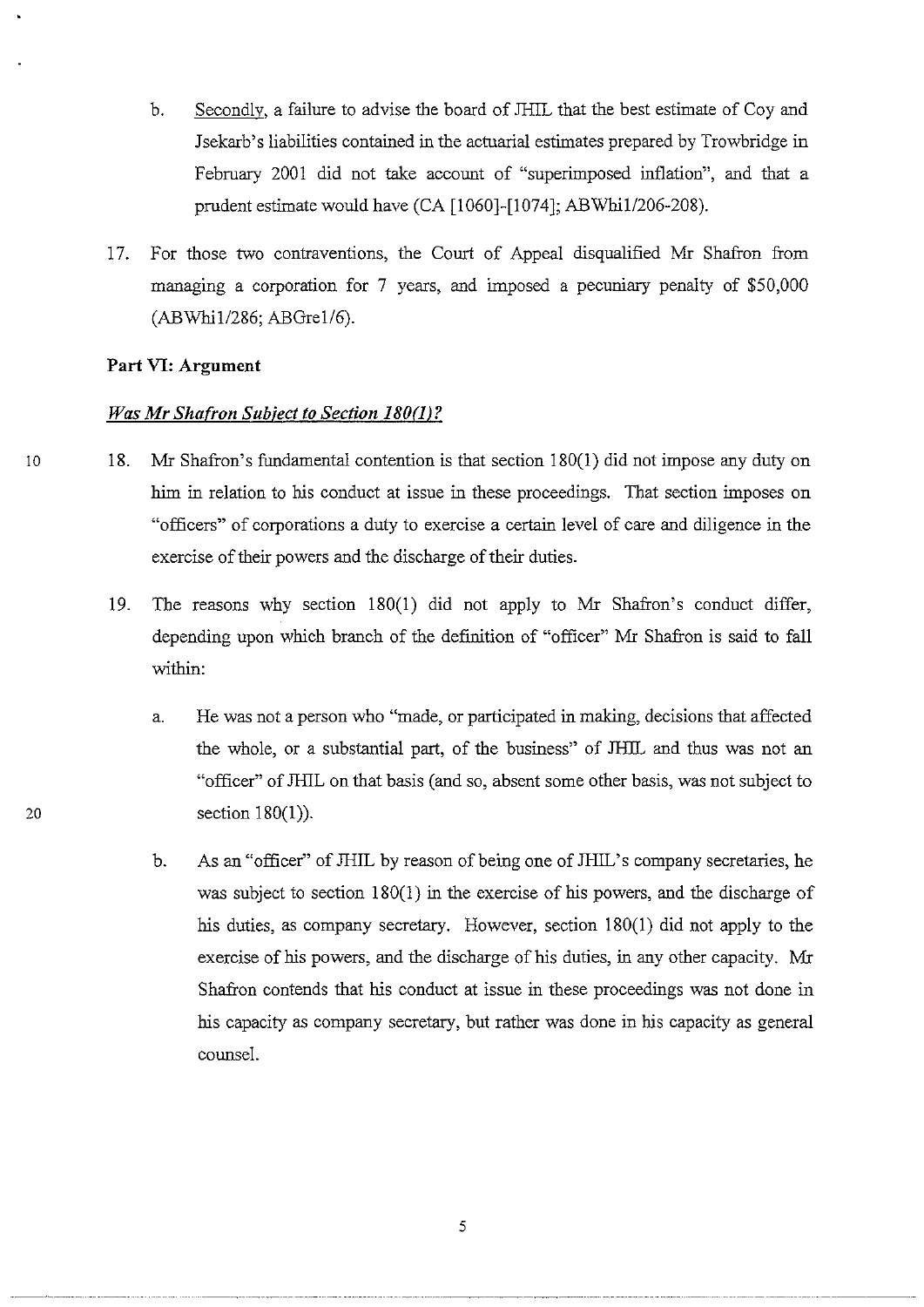b. Secondly, a failure to advise the board of JHIL that the best estimate of Coy and Jsekarb's liabilities contained in the actuarial estimates prepared by Trowbridge in February 2001 did not take account of "superimposed inflation", and that a prudent estimate would have (CA [1060]-[1074]; ABWhi1/206-208).

17. For those two contraventions, the Court of Appeal disqualified Mr Shafron from managing a corporation for 7 years, and imposed a pecuniary penalty of $50,000 (ABWhi1/286; ABGre1/6).

**Part VI: Argument**

***Was Mr Shafron Subject to Section 180(1)?***

18. Mr Shafron's fundamental contention is that section 180(1) did not impose any duty on him in relation to his conduct at issue in these proceedings. That section imposes on "officers" of corporations a duty to exercise a certain level of care and diligence in the exercise of their powers and the discharge of their duties.

19. The reasons why section 180(1) did not apply to Mr Shafron's conduct differ, depending upon which branch of the definition of "officer" Mr Shafron is said to fall within:

   a. He was not a person who "made, or participated in making, decisions that affected the whole, or a substantial part, of the business" of JHIL and thus was not an "officer" of JHIL on that basis (and so, absent some other basis, was not subject to section 180(1)).

   b. As an "officer" of JHIL by reason of being one of JHIL's company secretaries, he was subject to section 180(1) in the exercise of his powers, and the discharge of his duties, as company secretary. However, section 180(1) did not apply to the exercise of his powers, and the discharge of his duties, in any other capacity. Mr Shafron contends that his conduct at issue in these proceedings was not done in his capacity as company secretary, but rather was done in his capacity as general counsel.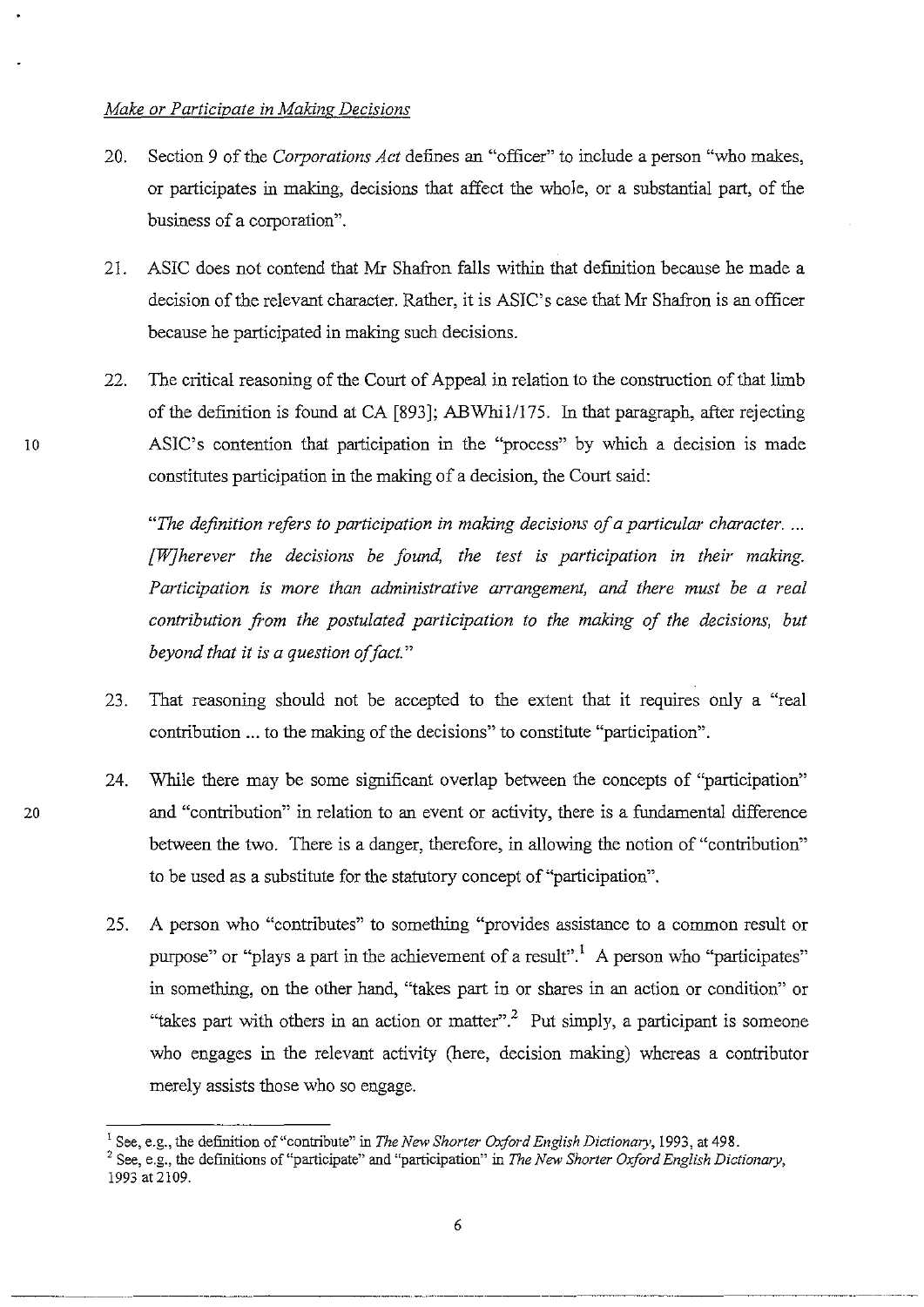*Make or Participate in Making Decisions*

20. Section 9 of the *Corporations Act* defines an "officer" to include a person "who makes, or participates in making, decisions that affect the whole, or a substantial part, of the business of a corporation".

21. ASIC does not contend that Mr Shafron falls within that definition because he made a decision of the relevant character. Rather, it is ASIC's case that Mr Shafron is an officer because he participated in making such decisions.

22. The critical reasoning of the Court of Appeal in relation to the construction of that limb of the definition is found at CA [893]; ABWhi1/175. In that paragraph, after rejecting ASIC's contention that participation in the "process" by which a decision is made constitutes participation in the making of a decision, the Court said:

    "*The definition refers to participation in making decisions of a particular character. ... [W]herever the decisions be found, the test is participation in their making. Participation is more than administrative arrangement, and there must be a real contribution from the postulated participation to the making of the decisions, but beyond that it is a question of fact.*"

23. That reasoning should not be accepted to the extent that it requires only a "real contribution ... to the making of the decisions" to constitute "participation".

24. While there may be some significant overlap between the concepts of "participation" and "contribution" in relation to an event or activity, there is a fundamental difference between the two. There is a danger, therefore, in allowing the notion of "contribution" to be used as a substitute for the statutory concept of "participation".

25. A person who "contributes" to something "provides assistance to a common result or purpose" or "plays a part in the achievement of a result".[1] A person who "participates" in something, on the other hand, "takes part in or shares in an action or condition" or "takes part with others in an action or matter".[2] Put simply, a participant is someone who engages in the relevant activity (here, decision making) whereas a contributor merely assists those who so engage.

---

[1] See, e.g., the definition of "contribute" in *The New Shorter Oxford English Dictionary*, 1993, at 498.

[2] See, e.g., the definitions of "participate" and "participation" in *The New Shorter Oxford English Dictionary*, 1993 at 2109.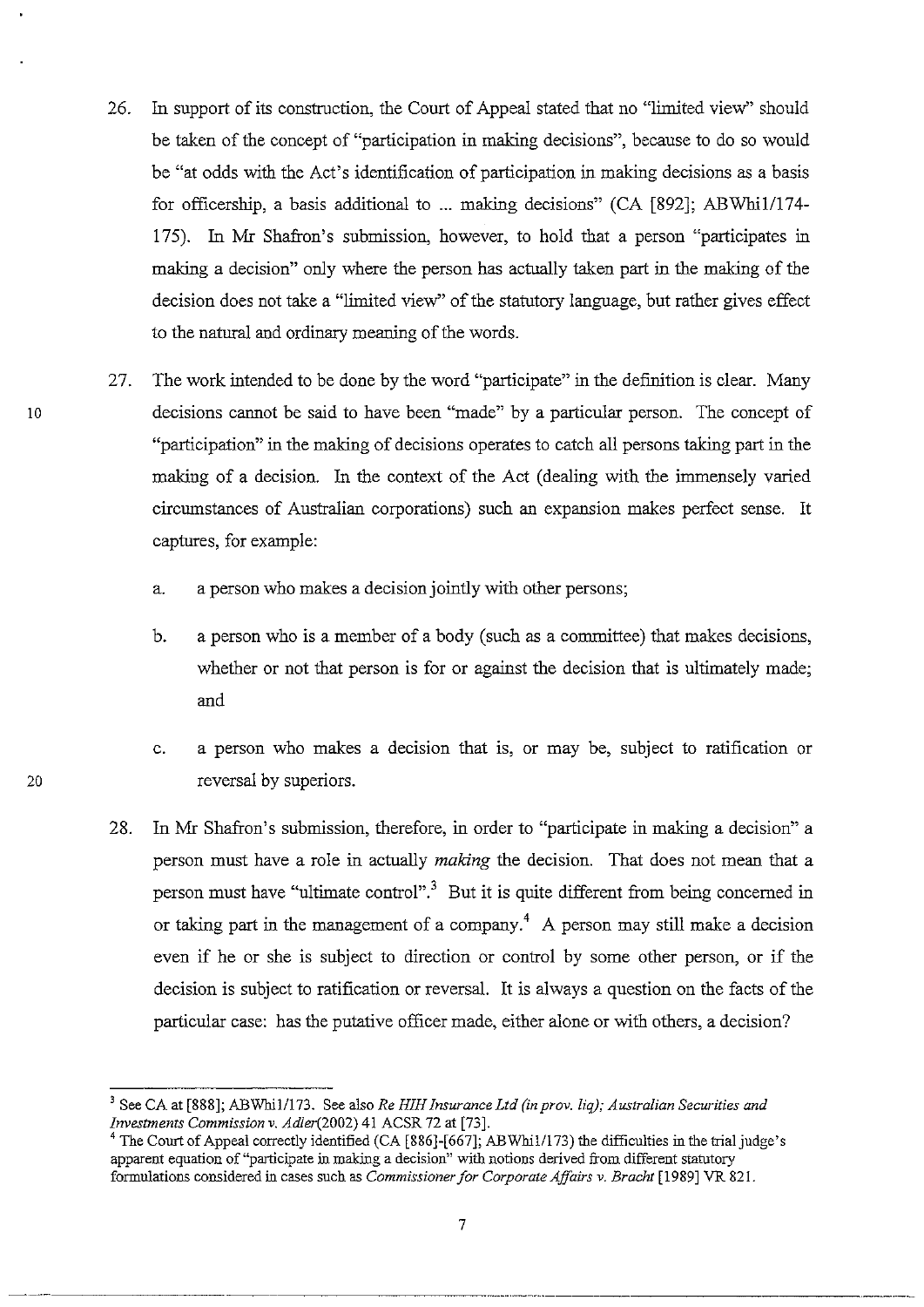26. In support of its construction, the Court of Appeal stated that no "limited view" should be taken of the concept of "participation in making decisions", because to do so would be "at odds with the Act's identification of participation in making decisions as a basis for officership, a basis additional to ... making decisions" (CA [892]; ABWhi1/174-175). In Mr Shafron's submission, however, to hold that a person "participates in making a decision" only where the person has actually taken part in the making of the decision does not take a "limited view" of the statutory language, but rather gives effect to the natural and ordinary meaning of the words.

27. The work intended to be done by the word "participate" in the definition is clear. Many decisions cannot be said to have been "made" by a particular person. The concept of "participation" in the making of decisions operates to catch all persons taking part in the making of a decision. In the context of the Act (dealing with the immensely varied circumstances of Australian corporations) such an expansion makes perfect sense. It captures, for example:

    a. a person who makes a decision jointly with other persons;

    b. a person who is a member of a body (such as a committee) that makes decisions, whether or not that person is for or against the decision that is ultimately made; and

    c. a person who makes a decision that is, or may be, subject to ratification or reversal by superiors.

28. In Mr Shafron's submission, therefore, in order to "participate in making a decision" a person must have a role in actually *making* the decision. That does not mean that a person must have "ultimate control".[3] But it is quite different from being concerned in or taking part in the management of a company.[4] A person may still make a decision even if he or she is subject to direction or control by some other person, or if the decision is subject to ratification or reversal. It is always a question on the facts of the particular case: has the putative officer made, either alone or with others, a decision?

---

[3] See CA at [888]; ABWhi1/173. See also *Re HIH Insurance Ltd (in prov. liq); Australian Securities and Investments Commission v. Adler*(2002) 41 ACSR 72 at [73].

[4] The Court of Appeal correctly identified (CA [886]-[667]; ABWhi1/173) the difficulties in the trial judge's apparent equation of "participate in making a decision" with notions derived from different statutory formulations considered in cases such as *Commissioner for Corporate Affairs v. Bracht* [1989] VR 821.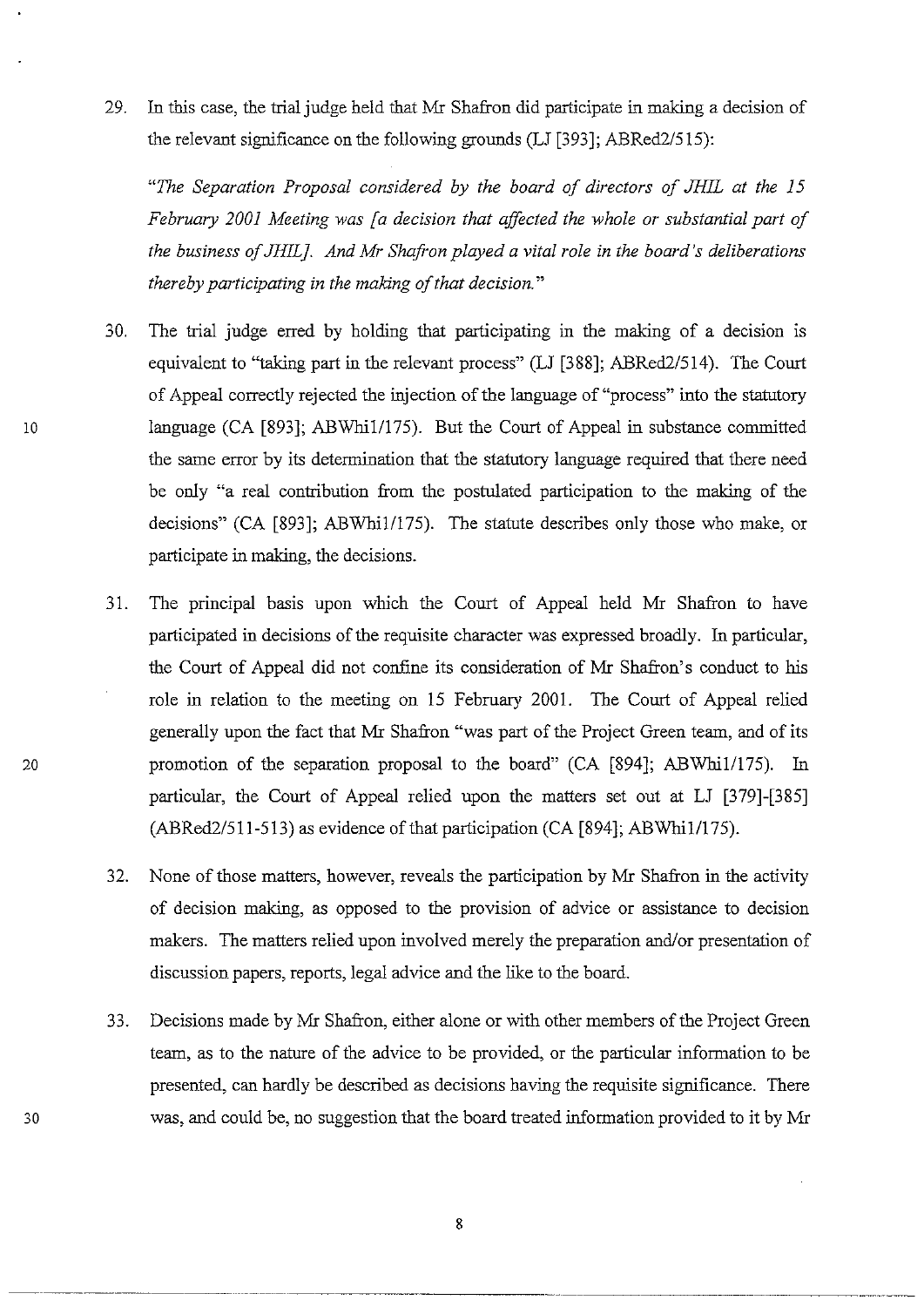29. In this case, the trial judge held that Mr Shafron did participate in making a decision of the relevant significance on the following grounds (LJ [393]; ABRed2/515):

*"The Separation Proposal considered by the board of directors of JHIL at the 15 February 2001 Meeting was [a decision that affected the whole or substantial part of the business of JHIL]. And Mr Shafron played a vital role in the board's deliberations thereby participating in the making of that decision."*

30. The trial judge erred by holding that participating in the making of a decision is equivalent to "taking part in the relevant process" (LJ [388]; ABRed2/514). The Court of Appeal correctly rejected the injection of the language of "process" into the statutory language (CA [893]; ABWhi1/175). But the Court of Appeal in substance committed the same error by its determination that the statutory language required that there need be only "a real contribution from the postulated participation to the making of the decisions" (CA [893]; ABWhi1/175). The statute describes only those who make, or participate in making, the decisions.

31. The principal basis upon which the Court of Appeal held Mr Shafron to have participated in decisions of the requisite character was expressed broadly. In particular, the Court of Appeal did not confine its consideration of Mr Shafron's conduct to his role in relation to the meeting on 15 February 2001. The Court of Appeal relied generally upon the fact that Mr Shafron "was part of the Project Green team, and of its promotion of the separation proposal to the board" (CA [894]; ABWhi1/175). In particular, the Court of Appeal relied upon the matters set out at LJ [379]-[385] (ABRed2/511-513) as evidence of that participation (CA [894]; ABWhi1/175).

32. None of those matters, however, reveals the participation by Mr Shafron in the activity of decision making, as opposed to the provision of advice or assistance to decision makers. The matters relied upon involved merely the preparation and/or presentation of discussion papers, reports, legal advice and the like to the board.

33. Decisions made by Mr Shafron, either alone or with other members of the Project Green team, as to the nature of the advice to be provided, or the particular information to be presented, can hardly be described as decisions having the requisite significance. There was, and could be, no suggestion that the board treated information provided to it by Mr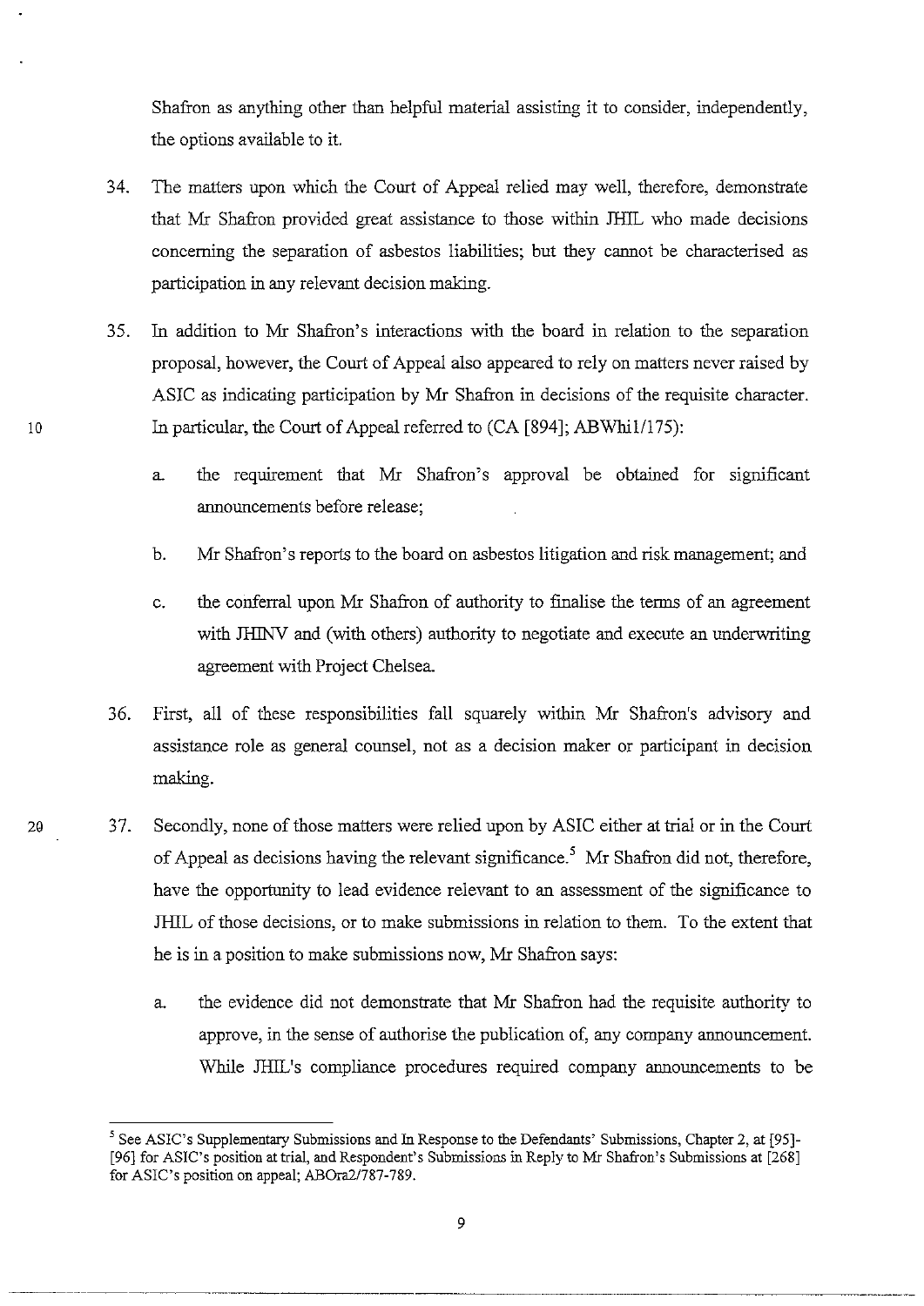Shafron as anything other than helpful material assisting it to consider, independently, the options available to it.

34. The matters upon which the Court of Appeal relied may well, therefore, demonstrate that Mr Shafron provided great assistance to those within JHIL who made decisions concerning the separation of asbestos liabilities; but they cannot be characterised as participation in any relevant decision making.

35. In addition to Mr Shafron's interactions with the board in relation to the separation proposal, however, the Court of Appeal also appeared to rely on matters never raised by ASIC as indicating participation by Mr Shafron in decisions of the requisite character. In particular, the Court of Appeal referred to (CA [894]; ABWhi1/175):

   a. the requirement that Mr Shafron's approval be obtained for significant announcements before release;

   b. Mr Shafron's reports to the board on asbestos litigation and risk management; and

   c. the conferral upon Mr Shafron of authority to finalise the terms of an agreement with JHINV and (with others) authority to negotiate and execute an underwriting agreement with Project Chelsea.

36. First, all of these responsibilities fall squarely within Mr Shafron's advisory and assistance role as general counsel, not as a decision maker or participant in decision making.

37. Secondly, none of those matters were relied upon by ASIC either at trial or in the Court of Appeal as decisions having the relevant significance.[5] Mr Shafron did not, therefore, have the opportunity to lead evidence relevant to an assessment of the significance to JHIL of those decisions, or to make submissions in relation to them. To the extent that he is in a position to make submissions now, Mr Shafron says:

   a. the evidence did not demonstrate that Mr Shafron had the requisite authority to approve, in the sense of authorise the publication of, any company announcement. While JHIL's compliance procedures required company announcements to be

---

[5] See ASIC's Supplementary Submissions and In Response to the Defendants' Submissions, Chapter 2, at [95]-[96] for ASIC's position at trial, and Respondent's Submissions in Reply to Mr Shafron's Submissions at [268] for ASIC's position on appeal; ABOra2/787-789.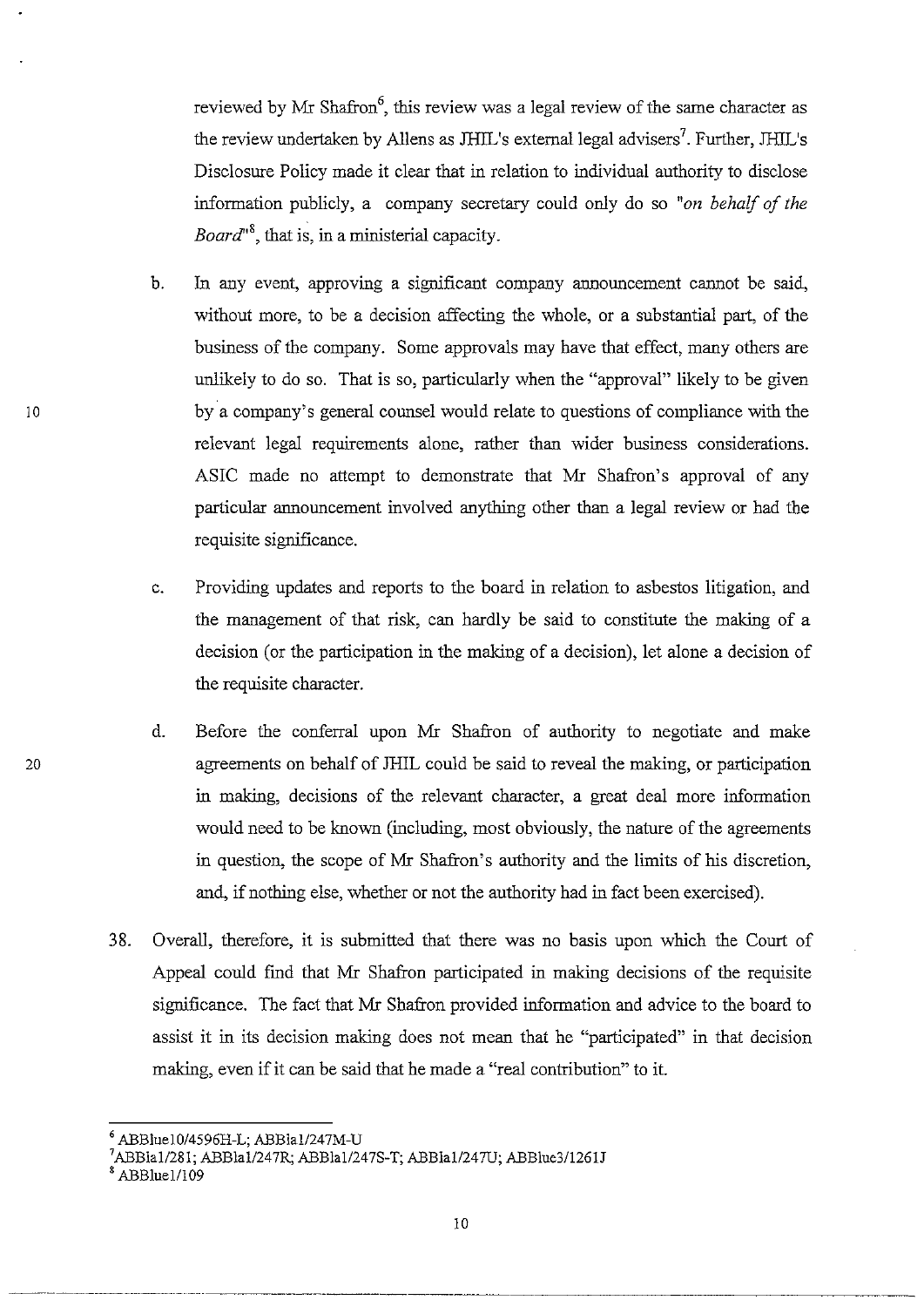reviewed by Mr Shafron[6], this review was a legal review of the same character as the review undertaken by Allens as JHIL's external legal advisers[7]. Further, JHIL's Disclosure Policy made it clear that in relation to individual authority to disclose information publicly, a company secretary could only do so *"on behalf of the Board"*[8], that is, in a ministerial capacity.

b. In any event, approving a significant company announcement cannot be said, without more, to be a decision affecting the whole, or a substantial part, of the business of the company. Some approvals may have that effect, many others are unlikely to do so. That is so, particularly when the "approval" likely to be given by a company's general counsel would relate to questions of compliance with the relevant legal requirements alone, rather than wider business considerations. ASIC made no attempt to demonstrate that Mr Shafron's approval of any particular announcement involved anything other than a legal review or had the requisite significance.

c. Providing updates and reports to the board in relation to asbestos litigation, and the management of that risk, can hardly be said to constitute the making of a decision (or the participation in the making of a decision), let alone a decision of the requisite character.

d. Before the conferral upon Mr Shafron of authority to negotiate and make agreements on behalf of JHIL could be said to reveal the making, or participation in making, decisions of the relevant character, a great deal more information would need to be known (including, most obviously, the nature of the agreements in question, the scope of Mr Shafron's authority and the limits of his discretion, and, if nothing else, whether or not the authority had in fact been exercised).

38. Overall, therefore, it is submitted that there was no basis upon which the Court of Appeal could find that Mr Shafron participated in making decisions of the requisite significance. The fact that Mr Shafron provided information and advice to the board to assist it in its decision making does not mean that he "participated" in that decision making, even if it can be said that he made a "real contribution" to it.

---

[6] ABBlue10/4596H-L; ABBia1/247M-U

[7] ABBia1/281; ABBia1/247R; ABBia1/247S-T; ABBia1/247U; ABBlue3/1261J

[8] ABBlue1/109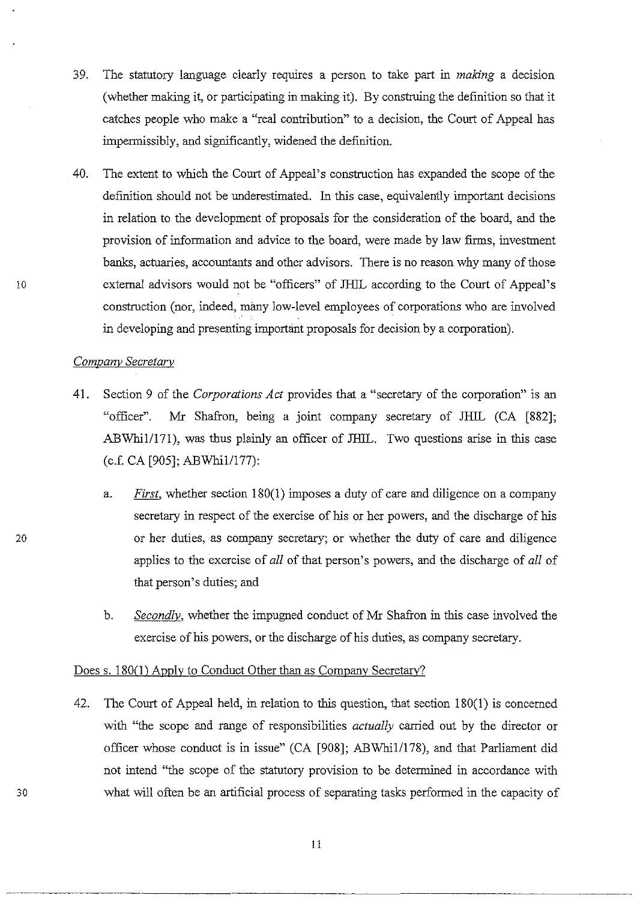39. The statutory language clearly requires a person to take part in *making* a decision (whether making it, or participating in making it). By construing the definition so that it catches people who make a "real contribution" to a decision, the Court of Appeal has impermissibly, and significantly, widened the definition.

40. The extent to which the Court of Appeal's construction has expanded the scope of the definition should not be underestimated. In this case, equivalently important decisions in relation to the development of proposals for the consideration of the board, and the provision of information and advice to the board, were made by law firms, investment banks, actuaries, accountants and other advisors. There is no reason why many of those external advisors would not be "officers" of JHIL according to the Court of Appeal's construction (nor, indeed, many low-level employees of corporations who are involved in developing and presenting important proposals for decision by a corporation).

*Company Secretary*

41. Section 9 of the *Corporations Act* provides that a "secretary of the corporation" is an "officer". Mr Shafron, being a joint company secretary of JHIL (CA [882]; ABWhi1/171), was thus plainly an officer of JHIL. Two questions arise in this case (c.f. CA [905]; ABWhi1/177):

    a. *First*, whether section 180(1) imposes a duty of care and diligence on a company secretary in respect of the exercise of his or her powers, and the discharge of his or her duties, as company secretary; or whether the duty of care and diligence applies to the exercise of *all* of that person's powers, and the discharge of *all* of that person's duties; and

    b. *Secondly*, whether the impugned conduct of Mr Shafron in this case involved the exercise of his powers, or the discharge of his duties, as company secretary.

Does s. 180(1) Apply to Conduct Other than as Company Secretary?

42. The Court of Appeal held, in relation to this question, that section 180(1) is concerned with "the scope and range of responsibilities *actually* carried out by the director or officer whose conduct is in issue" (CA [908]; ABWhi1/178), and that Parliament did not intend "the scope of the statutory provision to be determined in accordance with what will often be an artificial process of separating tasks performed in the capacity of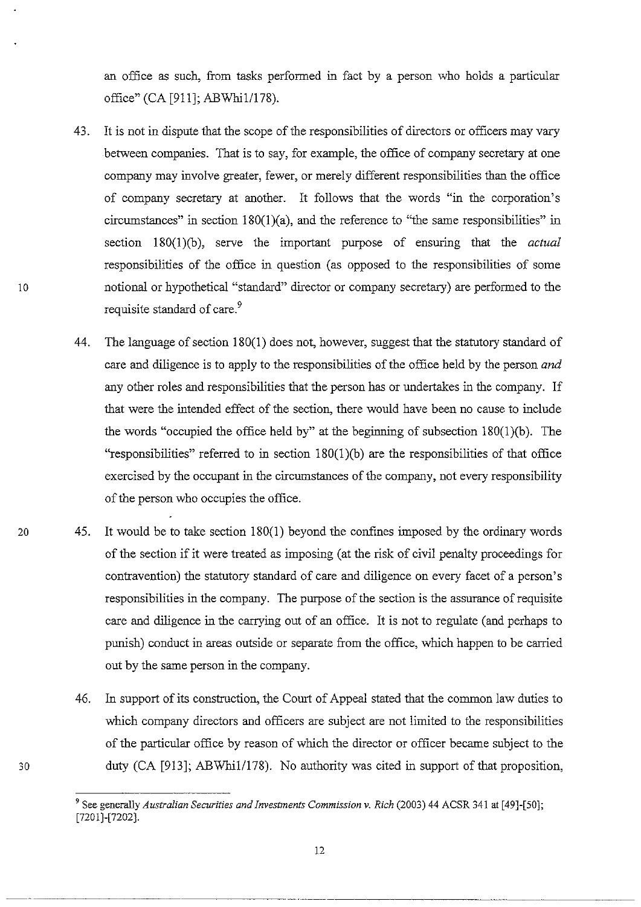an office as such, from tasks performed in fact by a person who holds a particular office" (CA [911]; ABWhi1/178).

43. It is not in dispute that the scope of the responsibilities of directors or officers may vary between companies. That is to say, for example, the office of company secretary at one company may involve greater, fewer, or merely different responsibilities than the office of company secretary at another. It follows that the words "in the corporation's circumstances" in section 180(1)(a), and the reference to "the same responsibilities" in section 180(1)(b), serve the important purpose of ensuring that the *actual* responsibilities of the office in question (as opposed to the responsibilities of some notional or hypothetical "standard" director or company secretary) are performed to the requisite standard of care.[9]

44. The language of section 180(1) does not, however, suggest that the statutory standard of care and diligence is to apply to the responsibilities of the office held by the person *and* any other roles and responsibilities that the person has or undertakes in the company. If that were the intended effect of the section, there would have been no cause to include the words "occupied the office held by" at the beginning of subsection 180(1)(b). The "responsibilities" referred to in section 180(1)(b) are the responsibilities of that office exercised by the occupant in the circumstances of the company, not every responsibility of the person who occupies the office.

45. It would be to take section 180(1) beyond the confines imposed by the ordinary words of the section if it were treated as imposing (at the risk of civil penalty proceedings for contravention) the statutory standard of care and diligence on every facet of a person's responsibilities in the company. The purpose of the section is the assurance of requisite care and diligence in the carrying out of an office. It is not to regulate (and perhaps to punish) conduct in areas outside or separate from the office, which happen to be carried out by the same person in the company.

46. In support of its construction, the Court of Appeal stated that the common law duties to which company directors and officers are subject are not limited to the responsibilities of the particular office by reason of which the director or officer became subject to the duty (CA [913]; ABWhi1/178). No authority was cited in support of that proposition,

---

[9] See generally *Australian Securities and Investments Commission v. Rich* (2003) 44 ACSR 341 at [49]-[50]; [7201]-[7202].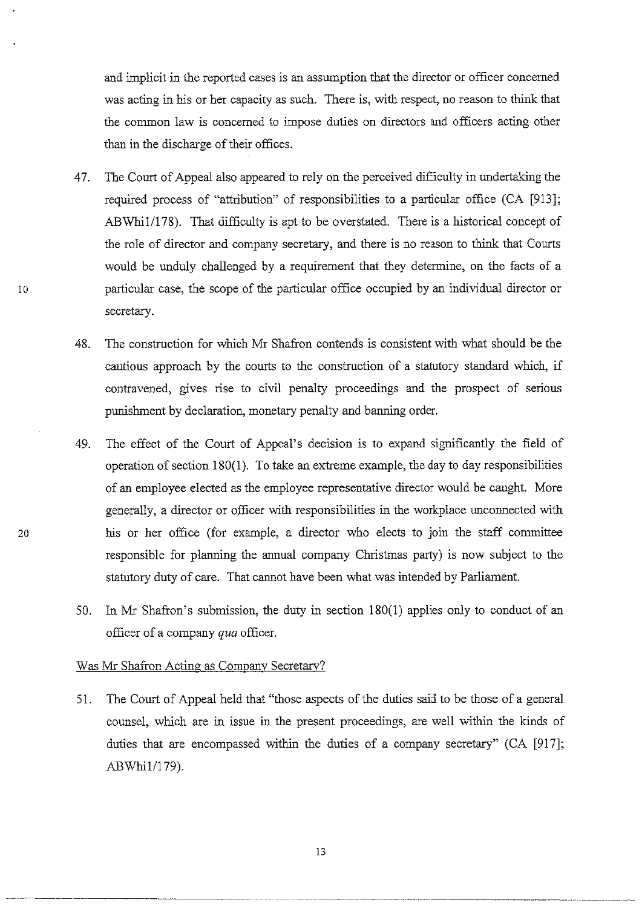and implicit in the reported cases is an assumption that the director or officer concerned was acting in his or her capacity as such. There is, with respect, no reason to think that the common law is concerned to impose duties on directors and officers acting other than in the discharge of their offices.

47. The Court of Appeal also appeared to rely on the perceived difficulty in undertaking the required process of "attribution" of responsibilities to a particular office (CA [913]; ABWhi1/178). That difficulty is apt to be overstated. There is a historical concept of the role of director and company secretary, and there is no reason to think that Courts would be unduly challenged by a requirement that they determine, on the facts of a particular case, the scope of the particular office occupied by an individual director or secretary.

48. The construction for which Mr Shafron contends is consistent with what should be the cautious approach by the courts to the construction of a statutory standard which, if contravened, gives rise to civil penalty proceedings and the prospect of serious punishment by declaration, monetary penalty and banning order.

49. The effect of the Court of Appeal's decision is to expand significantly the field of operation of section 180(1). To take an extreme example, the day to day responsibilities of an employee elected as the employee representative director would be caught. More generally, a director or officer with responsibilities in the workplace unconnected with his or her office (for example, a director who elects to join the staff committee responsible for planning the annual company Christmas party) is now subject to the statutory duty of care. That cannot have been what was intended by Parliament.

50. In Mr Shafron's submission, the duty in section 180(1) applies only to conduct of an officer of a company *qua* officer.

<u>Was Mr Shafron Acting as Company Secretary?</u>

51. The Court of Appeal held that "those aspects of the duties said to be those of a general counsel, which are in issue in the present proceedings, are well within the kinds of duties that are encompassed within the duties of a company secretary" (CA [917]; ABWhi1/179).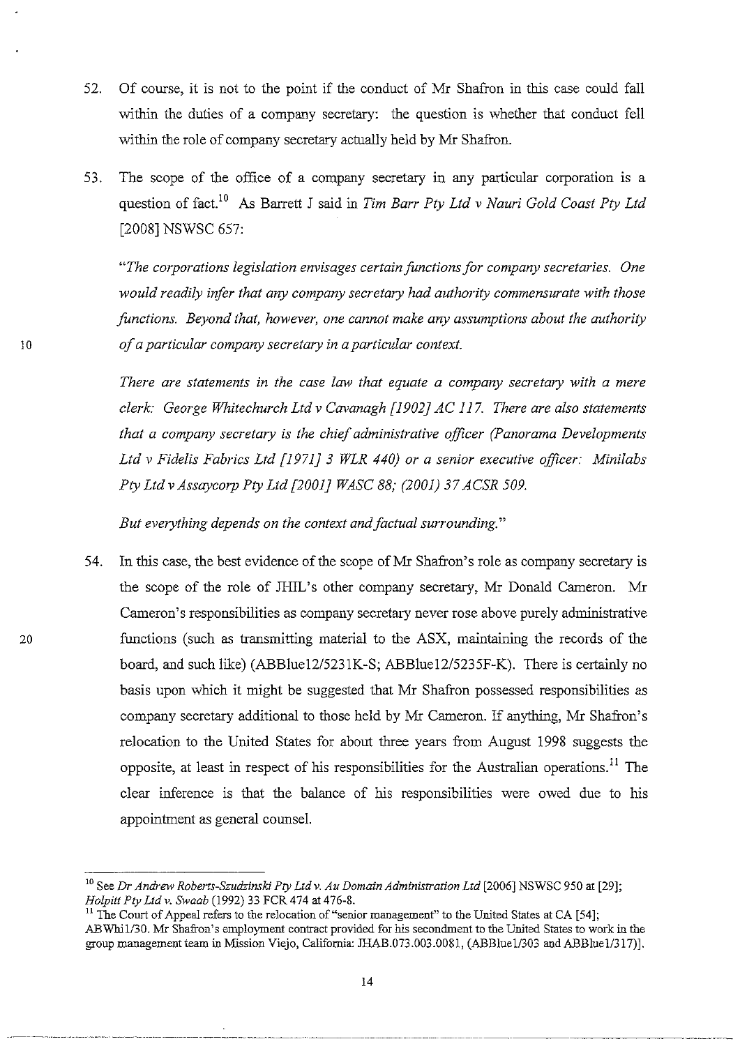52. Of course, it is not to the point if the conduct of Mr Shafron in this case could fall within the duties of a company secretary: the question is whether that conduct fell within the role of company secretary actually held by Mr Shafron.

53. The scope of the office of a company secretary in any particular corporation is a question of fact.[10] As Barrett J said in *Tim Barr Pty Ltd v Nauri Gold Coast Pty Ltd* [2008] NSWSC 657:

*"The corporations legislation envisages certain functions for company secretaries. One would readily infer that any company secretary had authority commensurate with those functions. Beyond that, however, one cannot make any assumptions about the authority of a particular company secretary in a particular context.*

*There are statements in the case law that equate a company secretary with a mere clerk: George Whitechurch Ltd v Cavanagh [1902] AC 117. There are also statements that a company secretary is the chief administrative officer (Panorama Developments Ltd v Fidelis Fabrics Ltd [1971] 3 WLR 440) or a senior executive officer: Minilabs Pty Ltd v Assaycorp Pty Ltd [2001] WASC 88; (2001) 37 ACSR 509.*

*But everything depends on the context and factual surrounding."*

54. In this case, the best evidence of the scope of Mr Shafron's role as company secretary is the scope of the role of JHIL's other company secretary, Mr Donald Cameron. Mr Cameron's responsibilities as company secretary never rose above purely administrative functions (such as transmitting material to the ASX, maintaining the records of the board, and such like) (ABBlue12/5231K-S; ABBlue12/5235F-K). There is certainly no basis upon which it might be suggested that Mr Shafron possessed responsibilities as company secretary additional to those held by Mr Cameron. If anything, Mr Shafron's relocation to the United States for about three years from August 1998 suggests the opposite, at least in respect of his responsibilities for the Australian operations.[11] The clear inference is that the balance of his responsibilities were owed due to his appointment as general counsel.

---

[10] See *Dr Andrew Roberts-Szudzinski Pty Ltd v. Au Domain Administration Ltd* [2006] NSWSC 950 at [29]; *Holpitt Pty Ltd v. Swaab* (1992) 33 FCR 474 at 476-8.

[11] The Court of Appeal refers to the relocation of "senior management" to the United States at CA [54]; ABWhi1/30. Mr Shafron's employment contract provided for his secondment to the United States to work in the group management team in Mission Viejo, California: JHAB.073.003.0081, (ABBlue1/303 and ABBlue1/317)].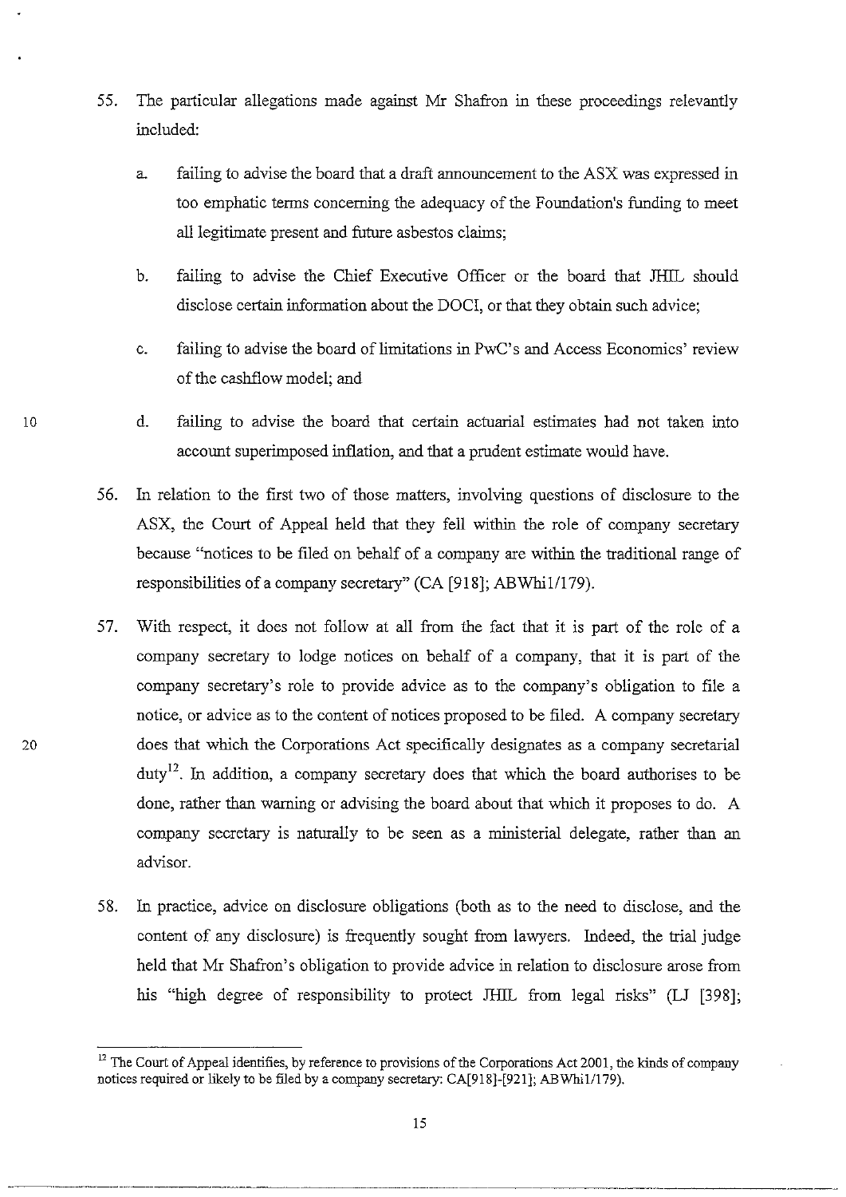55. The particular allegations made against Mr Shafron in these proceedings relevantly included:

    a. failing to advise the board that a draft announcement to the ASX was expressed in too emphatic terms concerning the adequacy of the Foundation's funding to meet all legitimate present and future asbestos claims;

    b. failing to advise the Chief Executive Officer or the board that JHIL should disclose certain information about the DOCI, or that they obtain such advice;

    c. failing to advise the board of limitations in PwC's and Access Economics' review of the cashflow model; and

    d. failing to advise the board that certain actuarial estimates had not taken into account superimposed inflation, and that a prudent estimate would have.

56. In relation to the first two of those matters, involving questions of disclosure to the ASX, the Court of Appeal held that they fell within the role of company secretary because "notices to be filed on behalf of a company are within the traditional range of responsibilities of a company secretary" (CA [918]; ABWhi1/179).

57. With respect, it does not follow at all from the fact that it is part of the role of a company secretary to lodge notices on behalf of a company, that it is part of the company secretary's role to provide advice as to the company's obligation to file a notice, or advice as to the content of notices proposed to be filed. A company secretary does that which the Corporations Act specifically designates as a company secretarial duty[12]. In addition, a company secretary does that which the board authorises to be done, rather than warning or advising the board about that which it proposes to do. A company secretary is naturally to be seen as a ministerial delegate, rather than an advisor.

58. In practice, advice on disclosure obligations (both as to the need to disclose, and the content of any disclosure) is frequently sought from lawyers. Indeed, the trial judge held that Mr Shafron's obligation to provide advice in relation to disclosure arose from his "high degree of responsibility to protect JHIL from legal risks" (LJ [398];

---

[12] The Court of Appeal identifies, by reference to provisions of the Corporations Act 2001, the kinds of company notices required or likely to be filed by a company secretary: CA[918]-[921]; ABWhi1/179).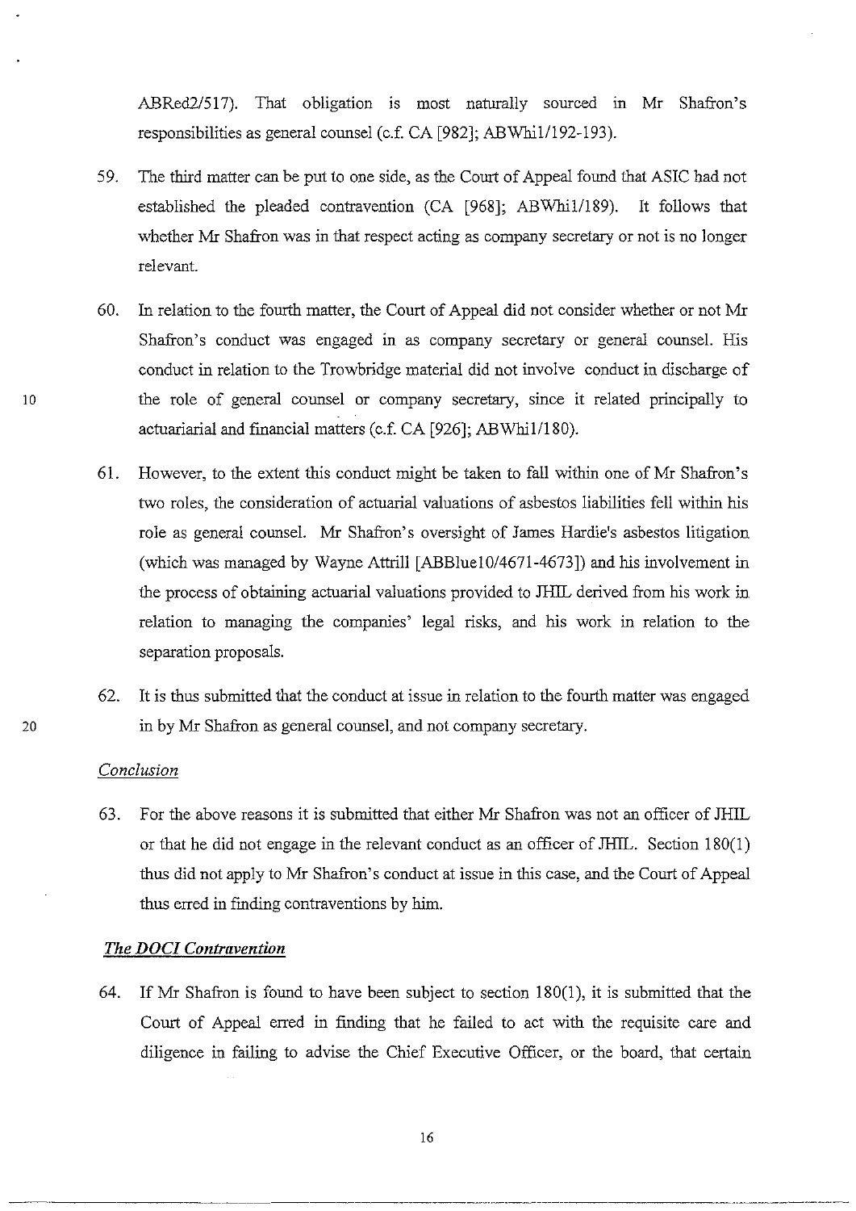ABRed2/517). That obligation is most naturally sourced in Mr Shafron's responsibilities as general counsel (c.f. CA [982]; ABWhi1/192-193).

59. The third matter can be put to one side, as the Court of Appeal found that ASIC had not established the pleaded contravention (CA [968]; ABWhi1/189). It follows that whether Mr Shafron was in that respect acting as company secretary or not is no longer relevant.

60. In relation to the fourth matter, the Court of Appeal did not consider whether or not Mr Shafron's conduct was engaged in as company secretary or general counsel. His conduct in relation to the Trowbridge material did not involve conduct in discharge of the role of general counsel or company secretary, since it related principally to actuariarial and financial matters (c.f. CA [926]; ABWhi1/180).

61. However, to the extent this conduct might be taken to fall within one of Mr Shafron's two roles, the consideration of actuarial valuations of asbestos liabilities fell within his role as general counsel. Mr Shafron's oversight of James Hardie's asbestos litigation (which was managed by Wayne Attrill [ABBlue10/4671-4673]) and his involvement in the process of obtaining actuarial valuations provided to JHIL derived from his work in relation to managing the companies' legal risks, and his work in relation to the separation proposals.

62. It is thus submitted that the conduct at issue in relation to the fourth matter was engaged in by Mr Shafron as general counsel, and not company secretary.

*Conclusion*

63. For the above reasons it is submitted that either Mr Shafron was not an officer of JHIL or that he did not engage in the relevant conduct as an officer of JHIL. Section 180(1) thus did not apply to Mr Shafron's conduct at issue in this case, and the Court of Appeal thus erred in finding contraventions by him.

***The DOCI Contravention***

64. If Mr Shafron is found to have been subject to section 180(1), it is submitted that the Court of Appeal erred in finding that he failed to act with the requisite care and diligence in failing to advise the Chief Executive Officer, or the board, that certain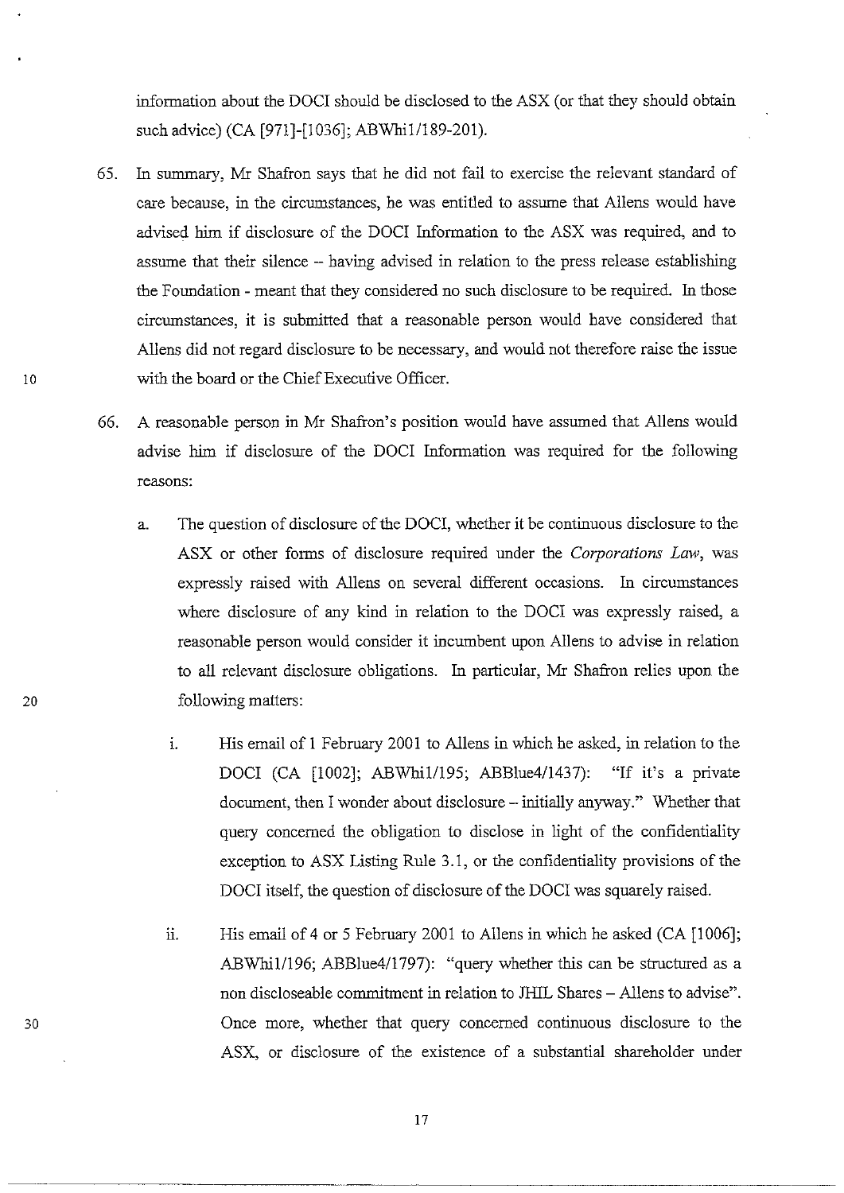information about the DOCI should be disclosed to the ASX (or that they should obtain such advice) (CA [971]-[1036]; ABWhi1/189-201).

65. In summary, Mr Shafron says that he did not fail to exercise the relevant standard of care because, in the circumstances, he was entitled to assume that Allens would have advised him if disclosure of the DOCI Information to the ASX was required, and to assume that their silence -- having advised in relation to the press release establishing the Foundation - meant that they considered no such disclosure to be required. In those circumstances, it is submitted that a reasonable person would have considered that Allens did not regard disclosure to be necessary, and would not therefore raise the issue with the board or the Chief Executive Officer.

66. A reasonable person in Mr Shafron's position would have assumed that Allens would advise him if disclosure of the DOCI Information was required for the following reasons:

   a. The question of disclosure of the DOCI, whether it be continuous disclosure to the ASX or other forms of disclosure required under the *Corporations Law*, was expressly raised with Allens on several different occasions. In circumstances where disclosure of any kind in relation to the DOCI was expressly raised, a reasonable person would consider it incumbent upon Allens to advise in relation to all relevant disclosure obligations. In particular, Mr Shafron relies upon the following matters:

      i. His email of 1 February 2001 to Allens in which he asked, in relation to the DOCI (CA [1002]; ABWhi1/195; ABBlue4/1437): "If it's a private document, then I wonder about disclosure -- initially anyway." Whether that query concerned the obligation to disclose in light of the confidentiality exception to ASX Listing Rule 3.1, or the confidentiality provisions of the DOCI itself, the question of disclosure of the DOCI was squarely raised.

      ii. His email of 4 or 5 February 2001 to Allens in which he asked (CA [1006]; ABWhi1/196; ABBlue4/1797): "query whether this can be structured as a non discloseable commitment in relation to JHIL Shares – Allens to advise". Once more, whether that query concerned continuous disclosure to the ASX, or disclosure of the existence of a substantial shareholder under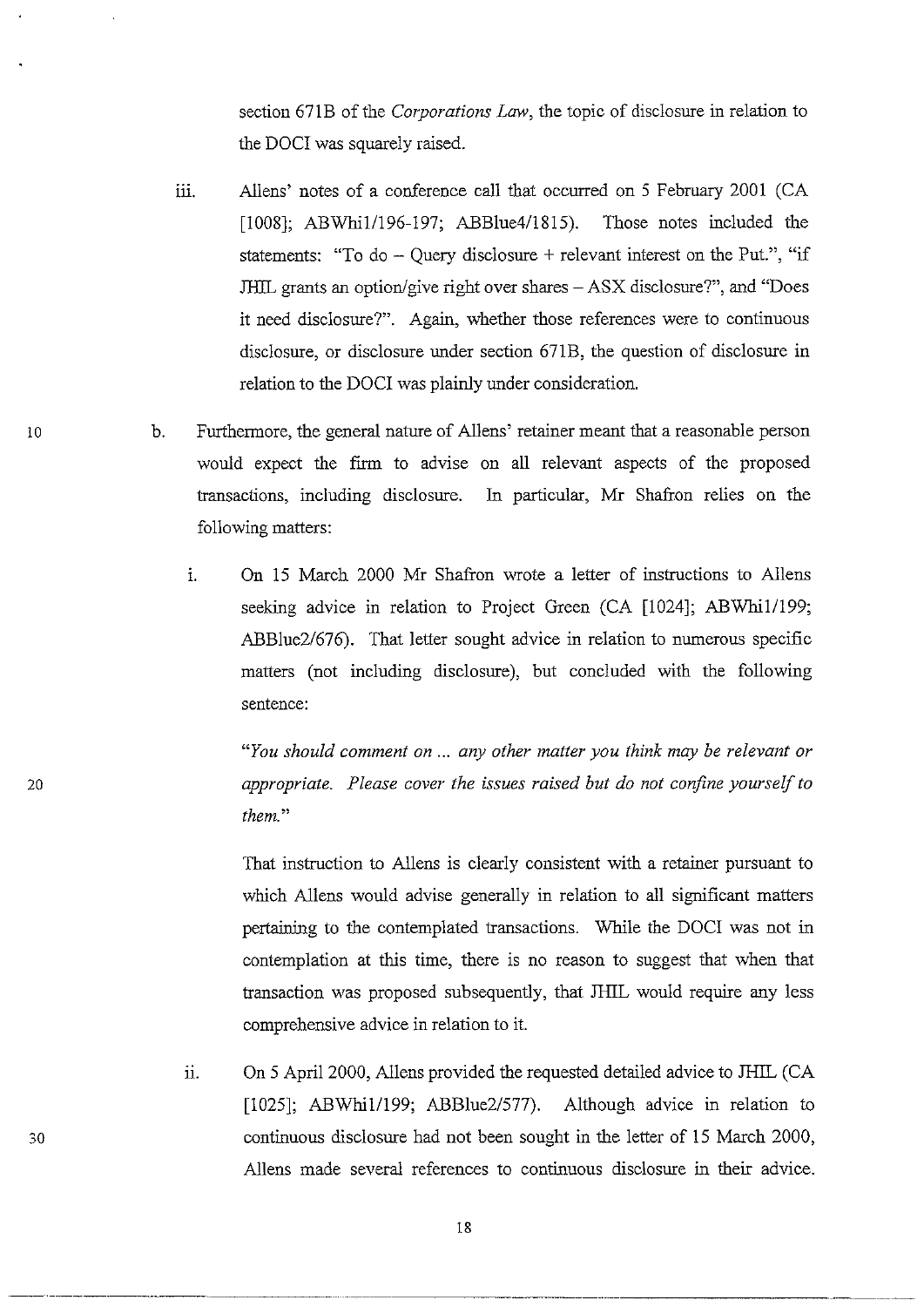section 671B of the *Corporations Law*, the topic of disclosure in relation to the DOCI was squarely raised.

iii. Allens' notes of a conference call that occurred on 5 February 2001 (CA [1008]; ABWhi1/196-197; ABBlue4/1815). Those notes included the statements: "To do – Query disclosure + relevant interest on the Put.", "if JHIL grants an option/give right over shares – ASX disclosure?", and "Does it need disclosure?". Again, whether those references were to continuous disclosure, or disclosure under section 671B, the question of disclosure in relation to the DOCI was plainly under consideration.

b. Furthermore, the general nature of Allens' retainer meant that a reasonable person would expect the firm to advise on all relevant aspects of the proposed transactions, including disclosure. In particular, Mr Shafron relies on the following matters:

   i. On 15 March 2000 Mr Shafron wrote a letter of instructions to Allens seeking advice in relation to Project Green (CA [1024]; ABWhi1/199; ABBlue2/676). That letter sought advice in relation to numerous specific matters (not including disclosure), but concluded with the following sentence:

   > *"You should comment on ... any other matter you think may be relevant or appropriate. Please cover the issues raised but do not confine yourself to them."*

   That instruction to Allens is clearly consistent with a retainer pursuant to which Allens would advise generally in relation to all significant matters pertaining to the contemplated transactions. While the DOCI was not in contemplation at this time, there is no reason to suggest that when that transaction was proposed subsequently, that JHIL would require any less comprehensive advice in relation to it.

   ii. On 5 April 2000, Allens provided the requested detailed advice to JHIL (CA [1025]; ABWhi1/199; ABBlue2/577). Although advice in relation to continuous disclosure had not been sought in the letter of 15 March 2000, Allens made several references to continuous disclosure in their advice.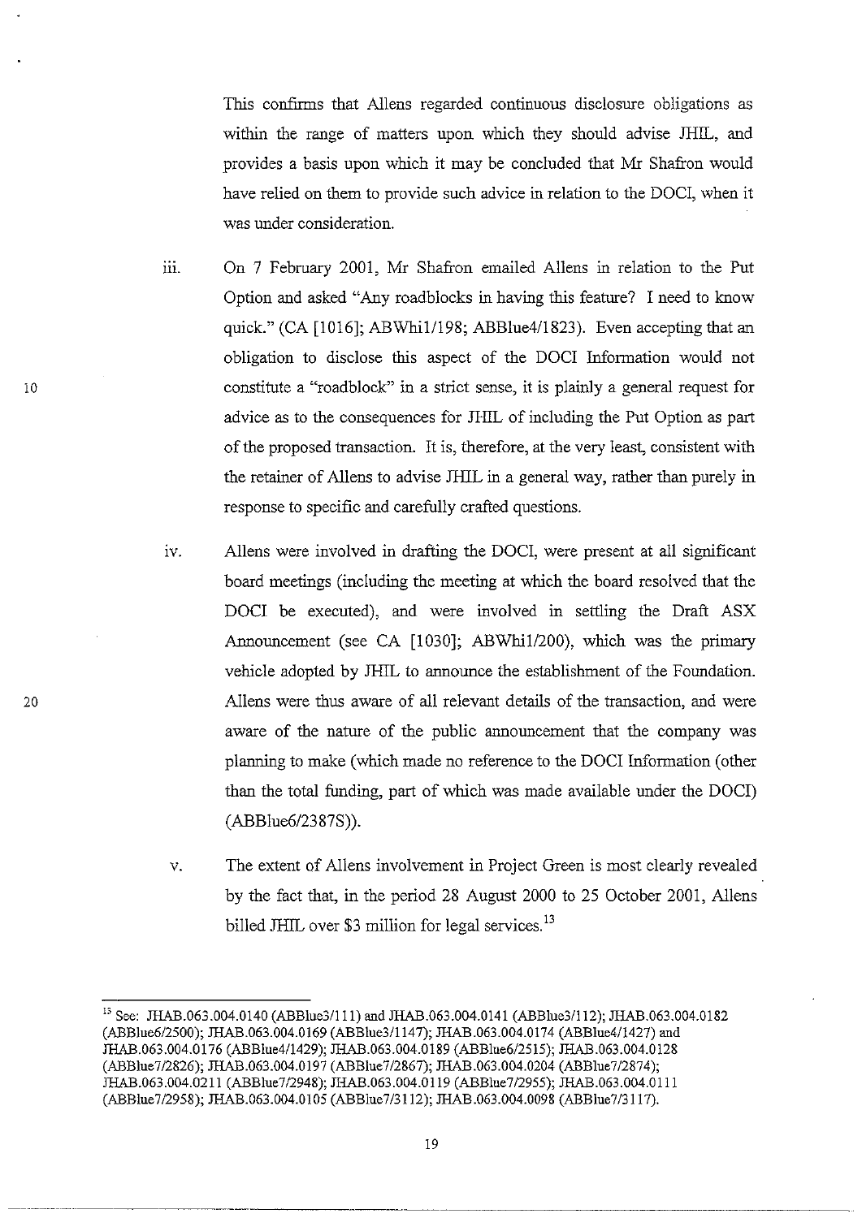This confirms that Allens regarded continuous disclosure obligations as within the range of matters upon which they should advise JHIL, and provides a basis upon which it may be concluded that Mr Shafron would have relied on them to provide such advice in relation to the DOCI, when it was under consideration.

iii. On 7 February 2001, Mr Shafron emailed Allens in relation to the Put Option and asked "Any roadblocks in having this feature? I need to know quick." (CA [1016]; ABWhi1/198; ABBlue4/1823). Even accepting that an obligation to disclose this aspect of the DOCI Information would not constitute a "roadblock" in a strict sense, it is plainly a general request for advice as to the consequences for JHIL of including the Put Option as part of the proposed transaction. It is, therefore, at the very least, consistent with the retainer of Allens to advise JHIL in a general way, rather than purely in response to specific and carefully crafted questions.

iv. Allens were involved in drafting the DOCI, were present at all significant board meetings (including the meeting at which the board resolved that the DOCI be executed), and were involved in settling the Draft ASX Announcement (see CA [1030]; ABWhi1/200), which was the primary vehicle adopted by JHIL to announce the establishment of the Foundation. Allens were thus aware of all relevant details of the transaction, and were aware of the nature of the public announcement that the company was planning to make (which made no reference to the DOCI Information (other than the total funding, part of which was made available under the DOCI) (ABBlue6/2387S)).

v. The extent of Allens involvement in Project Green is most clearly revealed by the fact that, in the period 28 August 2000 to 25 October 2001, Allens billed JHIL over $3 million for legal services.[13]

---

[13] See: JHAB.063.004.0140 (ABBlue3/111) and JHAB.063.004.0141 (ABBlue3/112); JHAB.063.004.0182 (ABBlue6/2500); JHAB.063.004.0169 (ABBlue3/1147); JHAB.063.004.0174 (ABBlue4/1427) and JHAB.063.004.0176 (ABBlue4/1429); JHAB.063.004.0189 (ABBlue6/2515); JHAB.063.004.0128 (ABBlue7/2826); JHAB.063.004.0197 (ABBlue7/2867); JHAB.063.004.0204 (ABBlue7/2874); JHAB.063.004.0211 (ABBlue7/2948); JHAB.063.004.0119 (ABBlue7/2955); JHAB.063.004.0111 (ABBlue7/2958); JHAB.063.004.0105 (ABBlue7/3112); JHAB.063.004.0098 (ABBlue7/3117).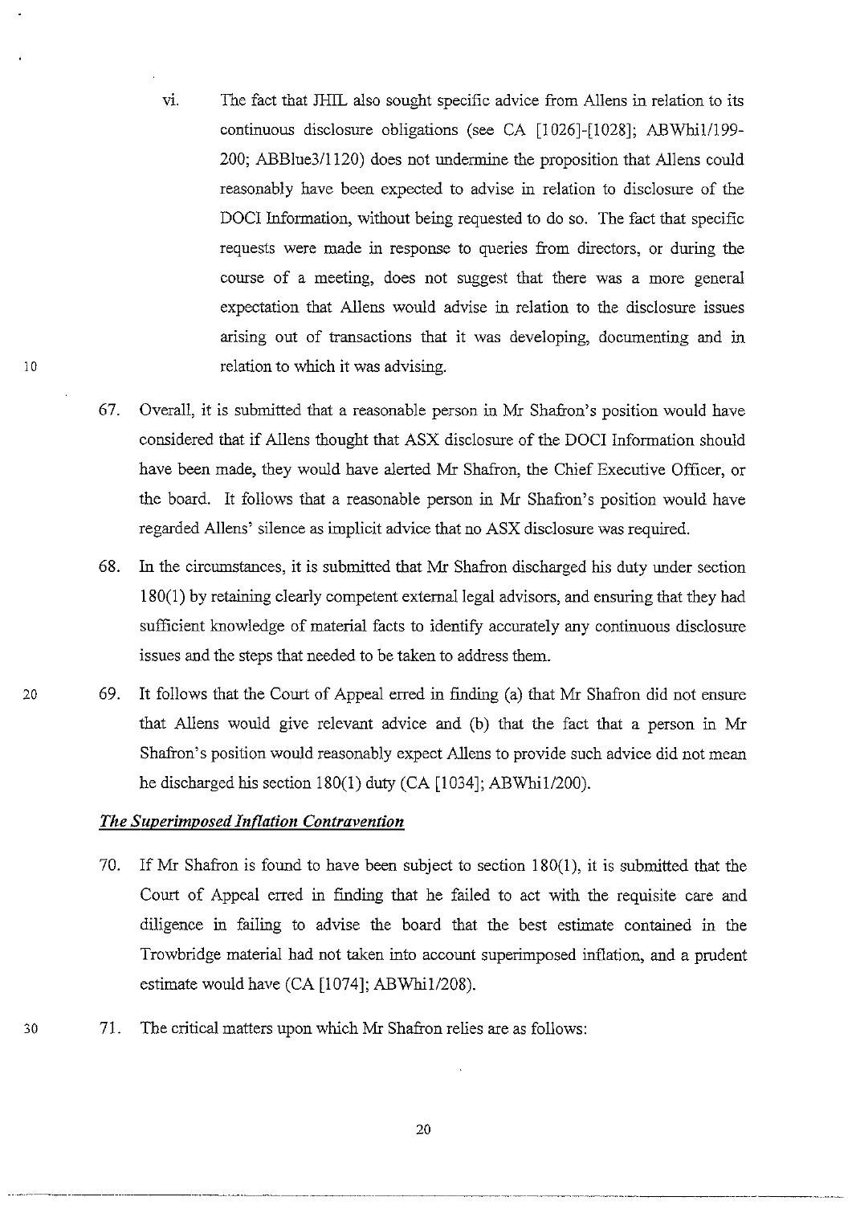vi. The fact that JHIL also sought specific advice from Allens in relation to its continuous disclosure obligations (see CA [1026]-[1028]; ABWhi1/199-200; ABBlue3/1120) does not undermine the proposition that Allens could reasonably have been expected to advise in relation to disclosure of the DOCI Information, without being requested to do so. The fact that specific requests were made in response to queries from directors, or during the course of a meeting, does not suggest that there was a more general expectation that Allens would advise in relation to the disclosure issues arising out of transactions that it was developing, documenting and in relation to which it was advising.

67. Overall, it is submitted that a reasonable person in Mr Shafron's position would have considered that if Allens thought that ASX disclosure of the DOCI Information should have been made, they would have alerted Mr Shafron, the Chief Executive Officer, or the board. It follows that a reasonable person in Mr Shafron's position would have regarded Allens' silence as implicit advice that no ASX disclosure was required.

68. In the circumstances, it is submitted that Mr Shafron discharged his duty under section 180(1) by retaining clearly competent external legal advisors, and ensuring that they had sufficient knowledge of material facts to identify accurately any continuous disclosure issues and the steps that needed to be taken to address them.

69. It follows that the Court of Appeal erred in finding (a) that Mr Shafron did not ensure that Allens would give relevant advice and (b) that the fact that a person in Mr Shafron's position would reasonably expect Allens to provide such advice did not mean he discharged his section 180(1) duty (CA [1034]; ABWhi1/200).

### *The Superimposed Inflation Contravention*

70. If Mr Shafron is found to have been subject to section 180(1), it is submitted that the Court of Appeal erred in finding that he failed to act with the requisite care and diligence in failing to advise the board that the best estimate contained in the Trowbridge material had not taken into account superimposed inflation, and a prudent estimate would have (CA [1074]; ABWhi1/208).

71. The critical matters upon which Mr Shafron relies are as follows: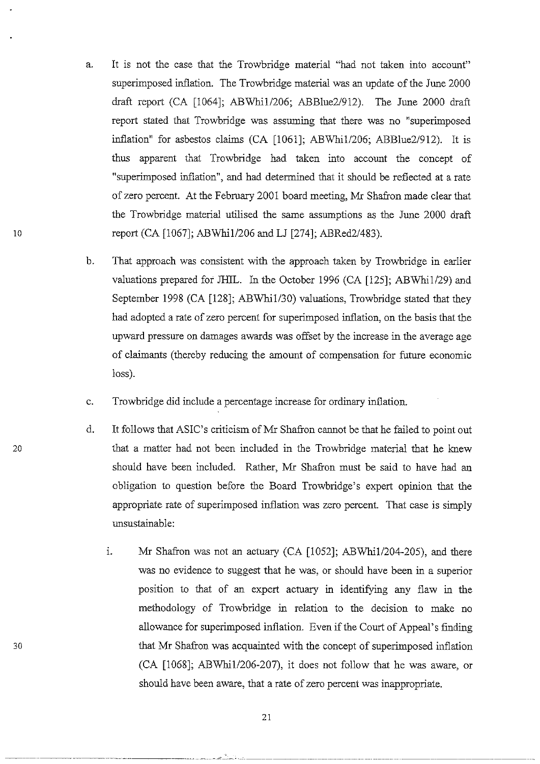a. It is not the case that the Trowbridge material "had not taken into account" superimposed inflation. The Trowbridge material was an update of the June 2000 draft report (CA [1064]; ABWhi1/206; ABBlue2/912). The June 2000 draft report stated that Trowbridge was assuming that there was no "superimposed inflation" for asbestos claims (CA [1061]; ABWhi1/206; ABBlue2/912). It is thus apparent that Trowbridge had taken into account the concept of "superimposed inflation", and had determined that it should be reflected at a rate of zero percent. At the February 2001 board meeting, Mr Shafron made clear that the Trowbridge material utilised the same assumptions as the June 2000 draft report (CA [1067]; ABWhi1/206 and LJ [274]; ABRed2/483).

b. That approach was consistent with the approach taken by Trowbridge in earlier valuations prepared for JHIL. In the October 1996 (CA [125]; ABWhi1/29) and September 1998 (CA [128]; ABWhi1/30) valuations, Trowbridge stated that they had adopted a rate of zero percent for superimposed inflation, on the basis that the upward pressure on damages awards was offset by the increase in the average age of claimants (thereby reducing the amount of compensation for future economic loss).

c. Trowbridge did include a percentage increase for ordinary inflation.

d. It follows that ASIC's criticism of Mr Shafron cannot be that he failed to point out that a matter had not been included in the Trowbridge material that he knew should have been included. Rather, Mr Shafron must be said to have had an obligation to question before the Board Trowbridge's expert opinion that the appropriate rate of superimposed inflation was zero percent. That case is simply unsustainable:

   i. Mr Shafron was not an actuary (CA [1052]; ABWhi1/204-205), and there was no evidence to suggest that he was, or should have been in a superior position to that of an expert actuary in identifying any flaw in the methodology of Trowbridge in relation to the decision to make no allowance for superimposed inflation. Even if the Court of Appeal's finding that Mr Shafron was acquainted with the concept of superimposed inflation (CA [1068]; ABWhi1/206-207), it does not follow that he was aware, or should have been aware, that a rate of zero percent was inappropriate.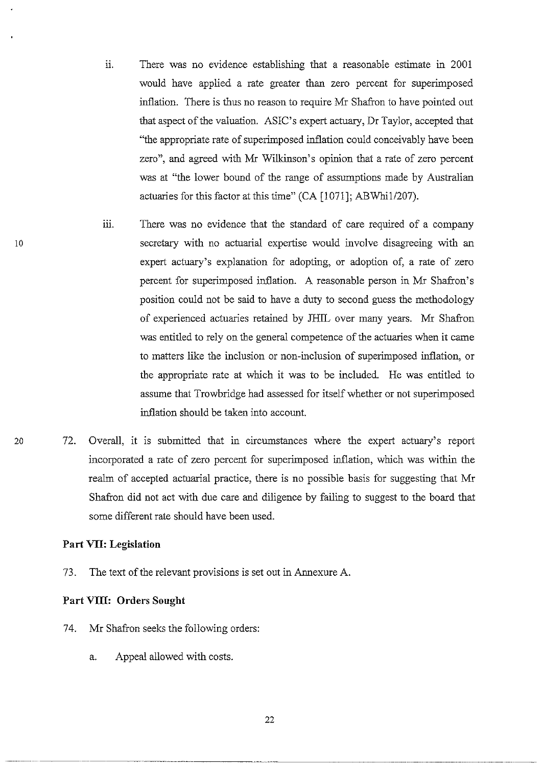ii. There was no evidence establishing that a reasonable estimate in 2001 would have applied a rate greater than zero percent for superimposed inflation. There is thus no reason to require Mr Shafron to have pointed out that aspect of the valuation. ASIC's expert actuary, Dr Taylor, accepted that "the appropriate rate of superimposed inflation could conceivably have been zero", and agreed with Mr Wilkinson's opinion that a rate of zero percent was at "the lower bound of the range of assumptions made by Australian actuaries for this factor at this time" (CA [1071]; ABWhi1/207).

iii. There was no evidence that the standard of care required of a company secretary with no actuarial expertise would involve disagreeing with an expert actuary's explanation for adopting, or adoption of, a rate of zero percent for superimposed inflation. A reasonable person in Mr Shafron's position could not be said to have a duty to second guess the methodology of experienced actuaries retained by JHIL over many years. Mr Shafron was entitled to rely on the general competence of the actuaries when it came to matters like the inclusion or non-inclusion of superimposed inflation, or the appropriate rate at which it was to be included. He was entitled to assume that Trowbridge had assessed for itself whether or not superimposed inflation should be taken into account.

72. Overall, it is submitted that in circumstances where the expert actuary's report incorporated a rate of zero percent for superimposed inflation, which was within the realm of accepted actuarial practice, there is no possible basis for suggesting that Mr Shafron did not act with due care and diligence by failing to suggest to the board that some different rate should have been used.

**Part VII: Legislation**

73. The text of the relevant provisions is set out in Annexure A.

**Part VIII: Orders Sought**

74. Mr Shafron seeks the following orders:

a. Appeal allowed with costs.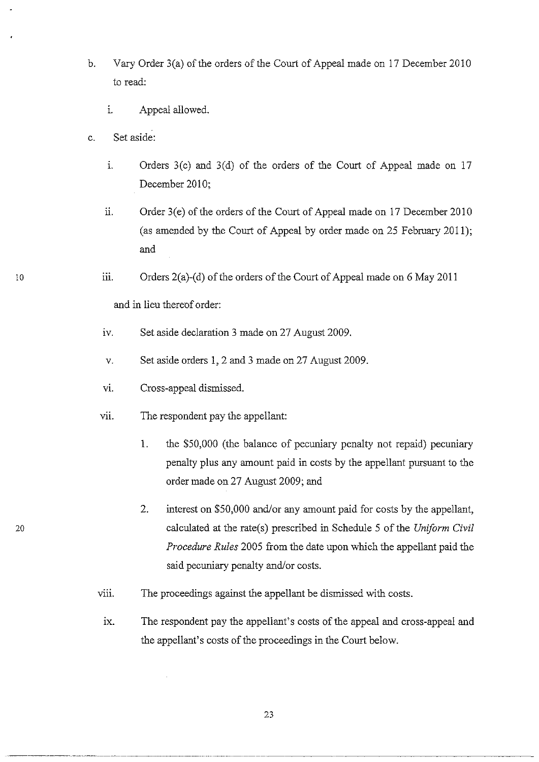b. Vary Order 3(a) of the orders of the Court of Appeal made on 17 December 2010 to read:

   i. Appeal allowed.

c. Set aside:

   i. Orders 3(c) and 3(d) of the orders of the Court of Appeal made on 17 December 2010;

   ii. Order 3(e) of the orders of the Court of Appeal made on 17 December 2010 (as amended by the Court of Appeal by order made on 25 February 2011); and

   iii. Orders 2(a)-(d) of the orders of the Court of Appeal made on 6 May 2011

   and in lieu thereof order:

   iv. Set aside declaration 3 made on 27 August 2009.

   v. Set aside orders 1, 2 and 3 made on 27 August 2009.

   vi. Cross-appeal dismissed.

   vii. The respondent pay the appellant:

      1. the $50,000 (the balance of pecuniary penalty not repaid) pecuniary penalty plus any amount paid in costs by the appellant pursuant to the order made on 27 August 2009; and

      2. interest on $50,000 and/or any amount paid for costs by the appellant, calculated at the rate(s) prescribed in Schedule 5 of the *Uniform Civil Procedure Rules* 2005 from the date upon which the appellant paid the said pecuniary penalty and/or costs.

   viii. The proceedings against the appellant be dismissed with costs.

   ix. The respondent pay the appellant's costs of the appeal and cross-appeal and the appellant's costs of the proceedings in the Court below.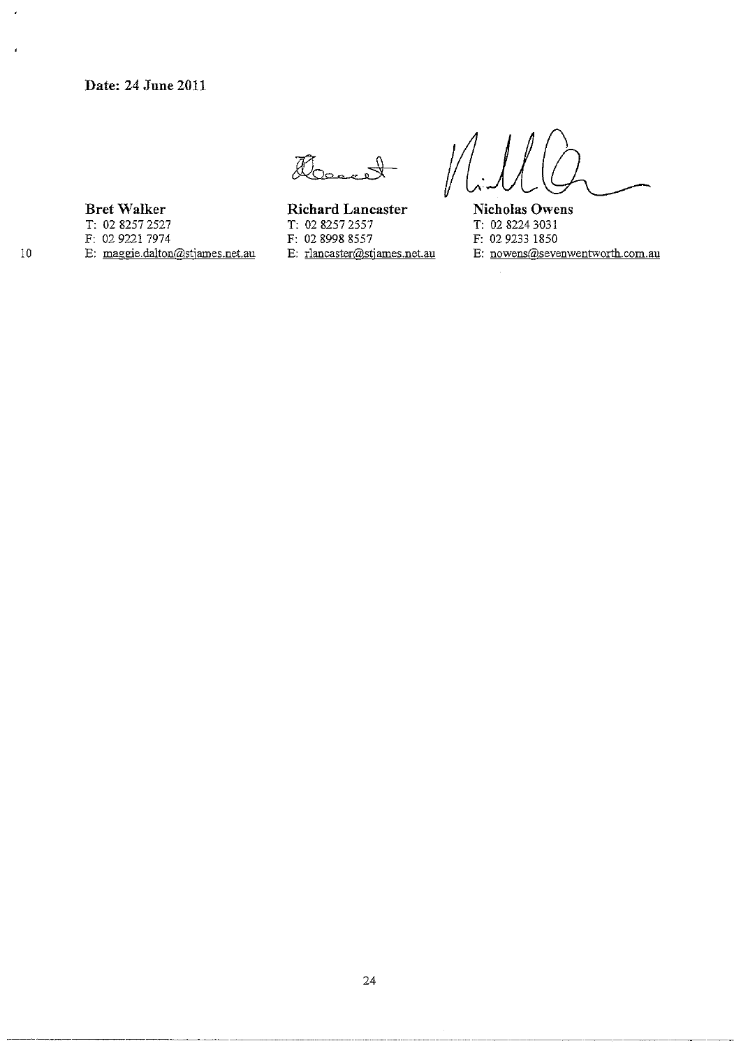**Date: 24 June 2011**

| **Bret Walker** | **Richard Lancaster** | **Nicholas Owens** |
| --- | --- | --- |
| T: 02 8257 2527 | T: 02 8257 2557 | T: 02 8224 3031 |
| F: 02 9221 7974 | F: 02 8998 8557 | F: 02 9233 1850 |
| E: maggie.dalton@stjames.net.au | E: rlancaster@stjames.net.au | E: nowens@sevenwentworth.com.au |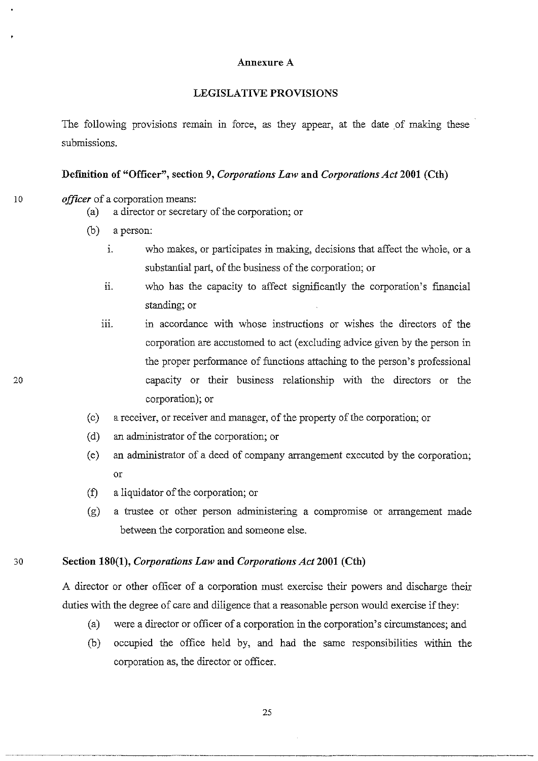## Annexure A

## LEGISLATIVE PROVISIONS

The following provisions remain in force, as they appear, at the date of making these submissions.

### Definition of "Officer", section 9, *Corporations Law* and *Corporations Act* 2001 (Cth)

***officer*** of a corporation means:

- (a) a director or secretary of the corporation; or
- (b) a person:
  - i. who makes, or participates in making, decisions that affect the whole, or a substantial part, of the business of the corporation; or
  - ii. who has the capacity to affect significantly the corporation's financial standing; or
  - iii. in accordance with whose instructions or wishes the directors of the corporation are accustomed to act (excluding advice given by the person in the proper performance of functions attaching to the person's professional capacity or their business relationship with the directors or the corporation); or
- (c) a receiver, or receiver and manager, of the property of the corporation; or
- (d) an administrator of the corporation; or
- (e) an administrator of a deed of company arrangement executed by the corporation; or
- (f) a liquidator of the corporation; or
- (g) a trustee or other person administering a compromise or arrangement made between the corporation and someone else.

### Section 180(1), *Corporations Law* and *Corporations Act* 2001 (Cth)

A director or other officer of a corporation must exercise their powers and discharge their duties with the degree of care and diligence that a reasonable person would exercise if they:

- (a) were a director or officer of a corporation in the corporation's circumstances; and
- (b) occupied the office held by, and had the same responsibilities within the corporation as, the director or officer.